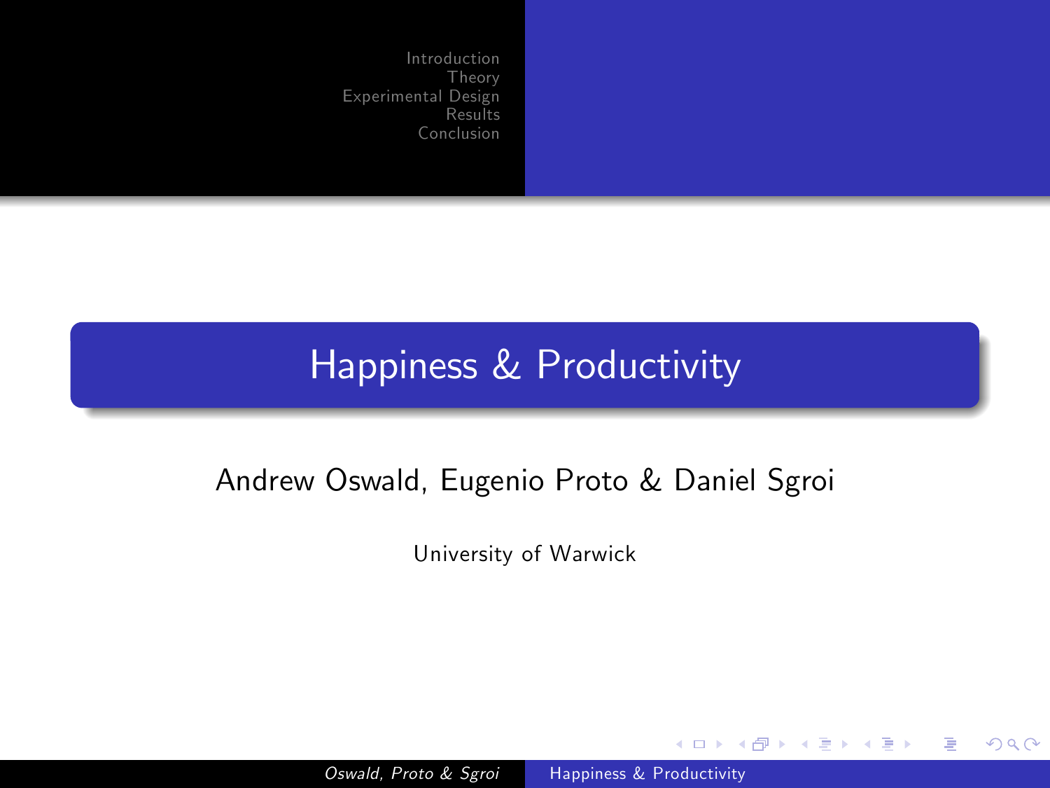# Happiness & Productivity

Andrew Oswald, Eugenio Proto & Daniel Sgroi

University of Warwick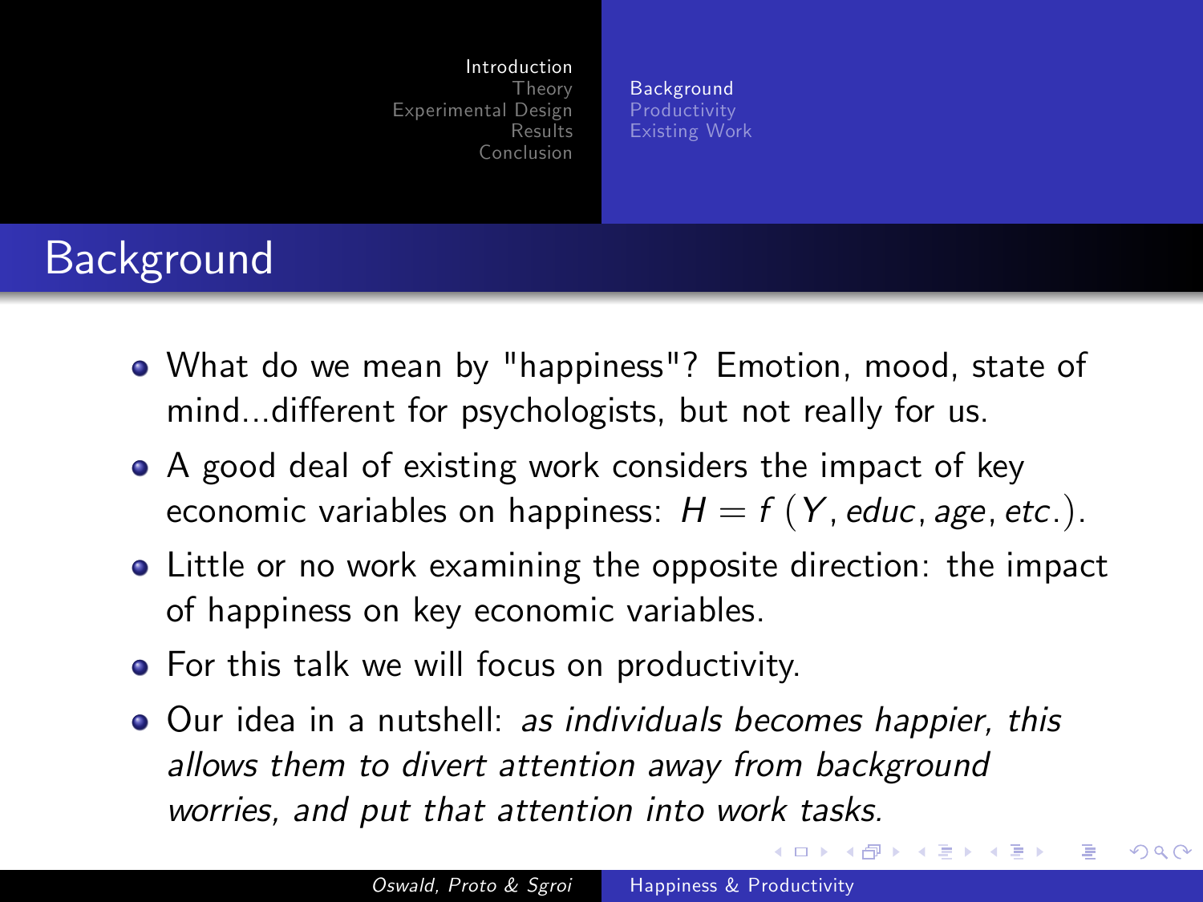## Background

- What do we mean by "happiness"? Emotion, mood, state of mind...different for psychologists, but not really for us.
- A good deal of existing work considers the impact of key economic variables on happiness: $H = f\left(Y, educ, age, etc.\right)$.
- Little or no work examining the opposite direction: the impact of happiness on key economic variables.
- For this talk we will focus on productivity.
- Our idea in a nutshell: *as individuals becomes happier, this allows them to divert attention away from background worries, and put that attention into work tasks.*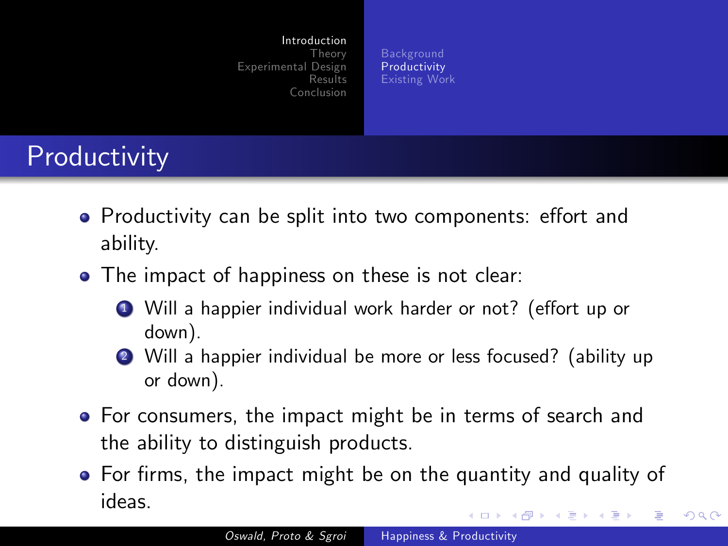## Productivity

- Productivity can be split into two components: effort and ability.
- The impact of happiness on these is not clear:
  1. Will a happier individual work harder or not? (effort up or down).
  2. Will a happier individual be more or less focused? (ability up or down).
- For consumers, the impact might be in terms of search and the ability to distinguish products.
- For firms, the impact might be on the quantity and quality of ideas.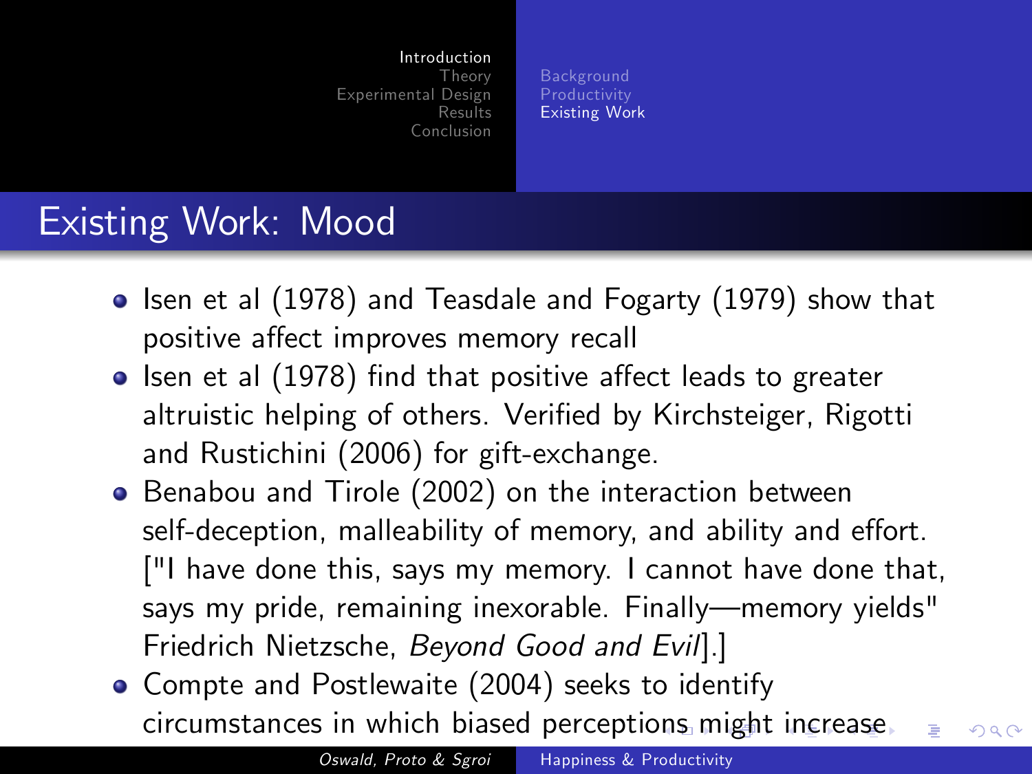## Existing Work: Mood

- Isen et al (1978) and Teasdale and Fogarty (1979) show that positive affect improves memory recall
- Isen et al (1978) find that positive affect leads to greater altruistic helping of others. Verified by Kirchsteiger, Rigotti and Rustichini (2006) for gift-exchange.
- Benabou and Tirole (2002) on the interaction between self-deception, malleability of memory, and ability and effort. ["I have done this, says my memory. I cannot have done that, says my pride, remaining inexorable. Finally—memory yields" Friedrich Nietzsche, *Beyond Good and Evil*].]
- Compte and Postlewaite (2004) seeks to identify circumstances in which biased perceptions might increase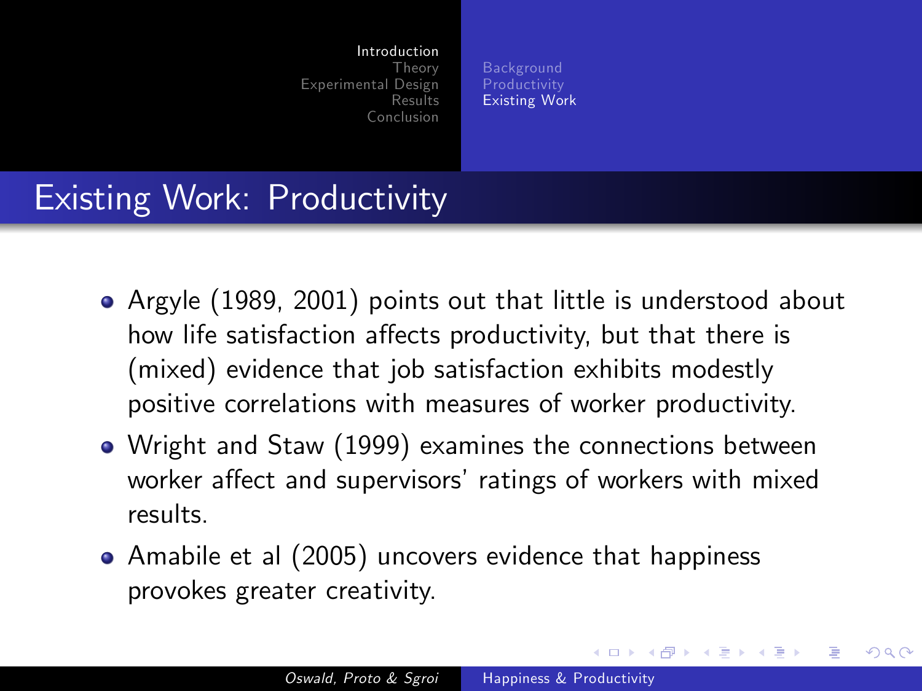# Existing Work: Productivity

- Argyle (1989, 2001) points out that little is understood about how life satisfaction affects productivity, but that there is (mixed) evidence that job satisfaction exhibits modestly positive correlations with measures of worker productivity.
- Wright and Staw (1999) examines the connections between worker affect and supervisors' ratings of workers with mixed results.
- Amabile et al (2005) uncovers evidence that happiness provokes greater creativity.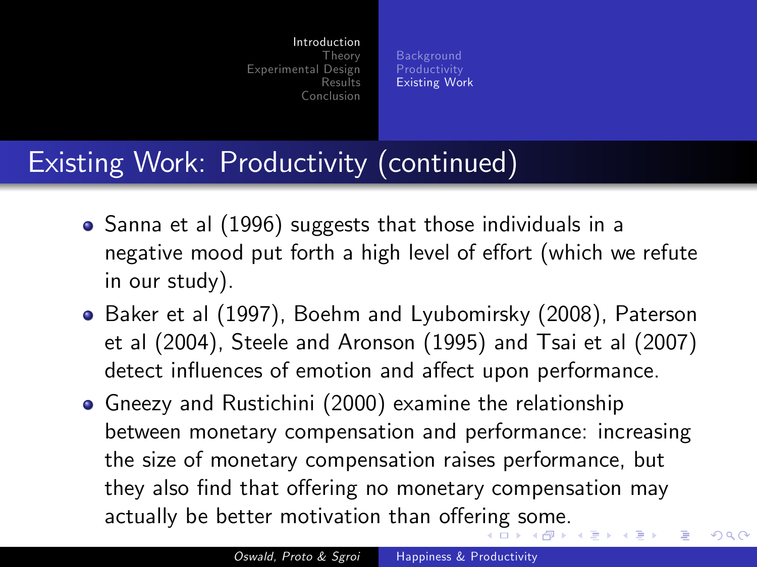## Existing Work: Productivity (continued)

- Sanna et al (1996) suggests that those individuals in a negative mood put forth a high level of effort (which we refute in our study).
- Baker et al (1997), Boehm and Lyubomirsky (2008), Paterson et al (2004), Steele and Aronson (1995) and Tsai et al (2007) detect influences of emotion and affect upon performance.
- Gneezy and Rustichini (2000) examine the relationship between monetary compensation and performance: increasing the size of monetary compensation raises performance, but they also find that offering no monetary compensation may actually be better motivation than offering some.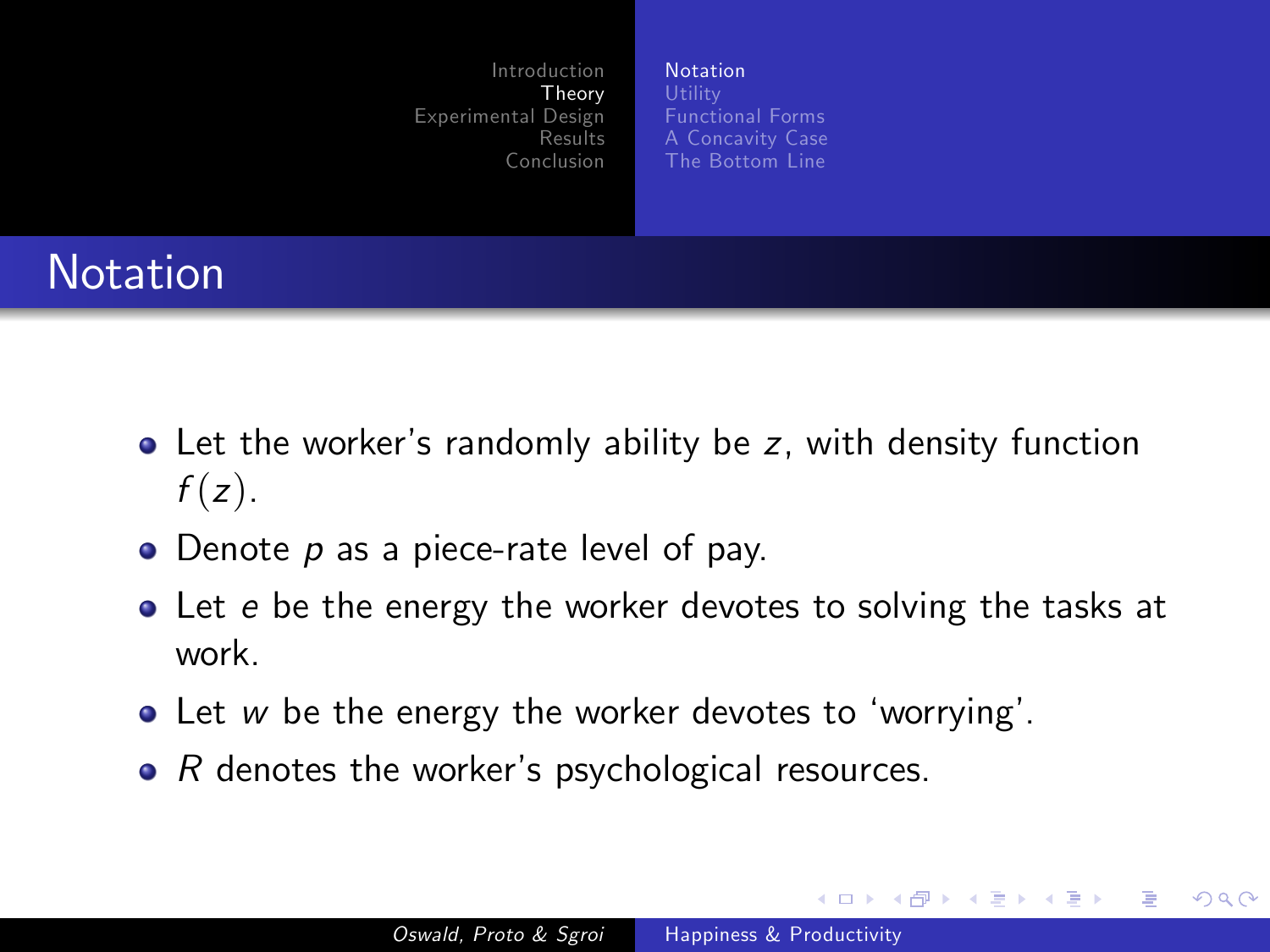# Notation

- Let the worker's randomly ability be $z$, with density function $f(z)$.
- Denote $p$ as a piece-rate level of pay.
- Let $e$ be the energy the worker devotes to solving the tasks at work.
- Let $w$ be the energy the worker devotes to 'worrying'.
- $R$ denotes the worker's psychological resources.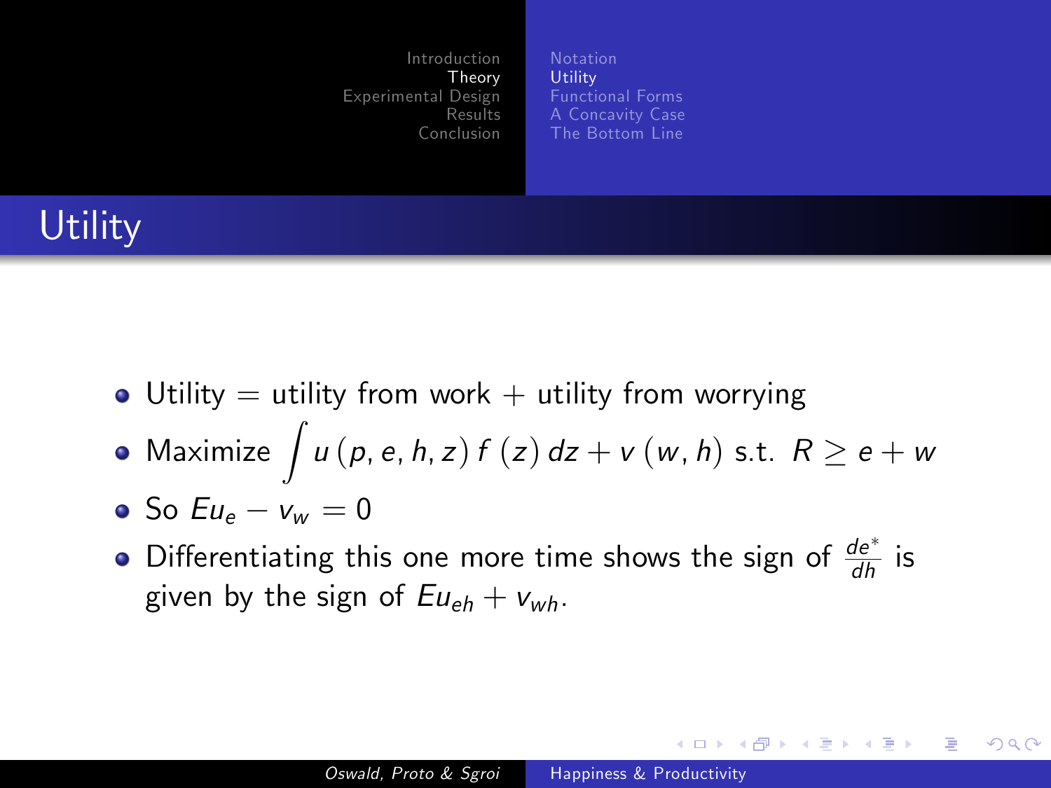# Utility

- Utility = utility from work + utility from worrying
- Maximize $\int u(p, e, h, z) f(z) dz + v(w, h)$ s.t. $R \geq e + w$
- So $Eu_e - v_w = 0$
- Differentiating this one more time shows the sign of $\frac{de^*}{dh}$ is given by the sign of $Eu_{eh} + v_{wh}$.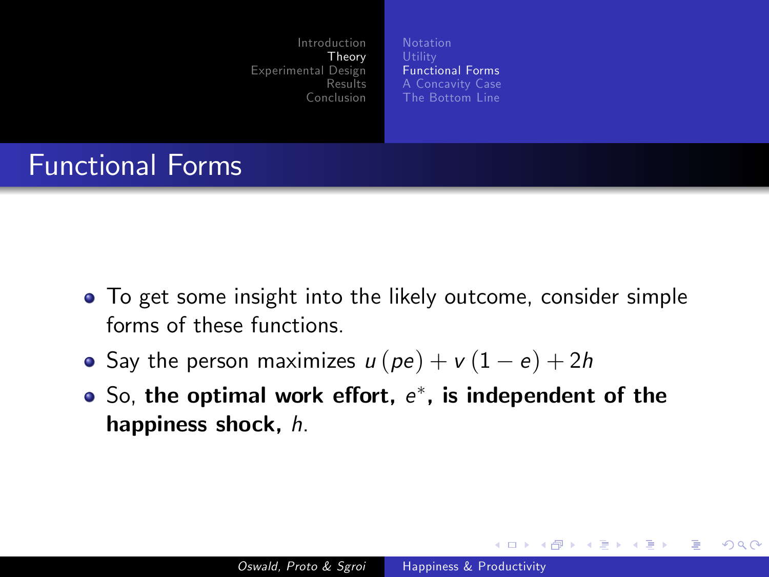# Functional Forms

- To get some insight into the likely outcome, consider simple forms of these functions.
- Say the person maximizes $u(pe) + v(1 - e) + 2h$
- So, **the optimal work effort, $e^*$, is independent of the happiness shock, $h$.**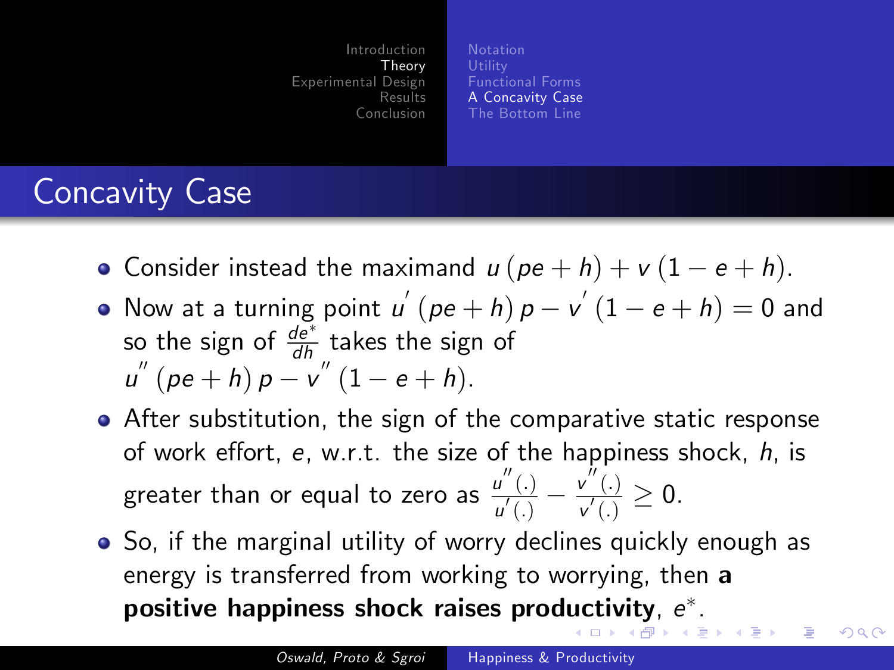# Concavity Case

- Consider instead the maximand $u(pe + h) + v(1 - e + h)$.
- Now at a turning point $u'(pe + h)\,p - v'(1 - e + h) = 0$ and so the sign of $\frac{de^*}{dh}$ takes the sign of $u''(pe + h)\,p - v''(1 - e + h)$.
- After substitution, the sign of the comparative static response of work effort, $e$, w.r.t. the size of the happiness shock, $h$, is greater than or equal to zero as $\frac{u''(.)}{u'(.)} - \frac{v''(.)}{v'(.)} \geq 0$.
- So, if the marginal utility of worry declines quickly enough as energy is transferred from working to worrying, then **a positive happiness shock raises productivity**, $e^*$.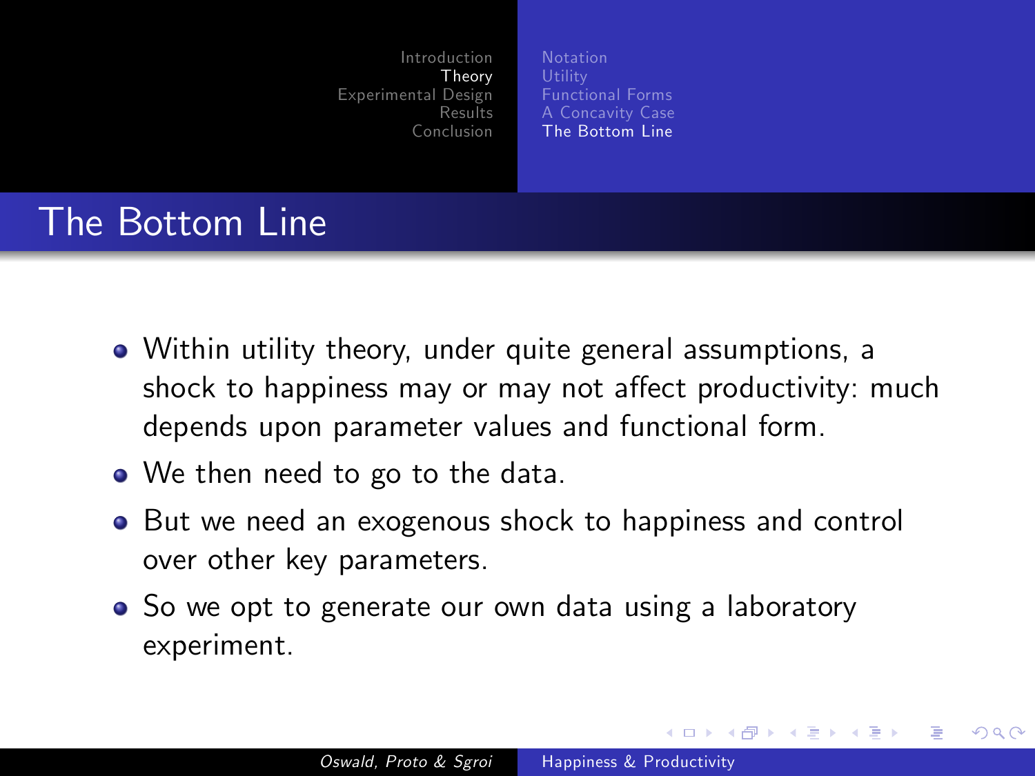## The Bottom Line

- Within utility theory, under quite general assumptions, a shock to happiness may or may not affect productivity: much depends upon parameter values and functional form.
- We then need to go to the data.
- But we need an exogenous shock to happiness and control over other key parameters.
- So we opt to generate our own data using a laboratory experiment.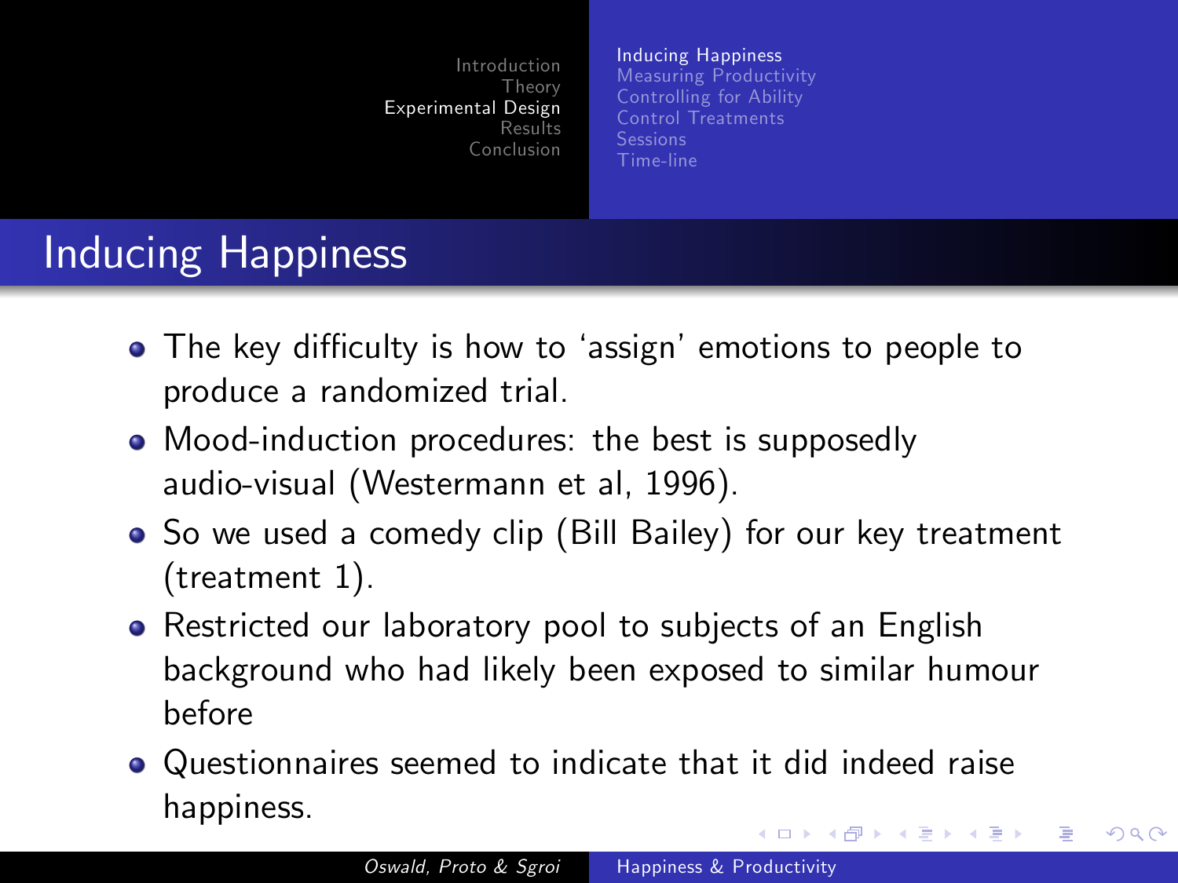# Inducing Happiness

- The key difficulty is how to 'assign' emotions to people to produce a randomized trial.
- Mood-induction procedures: the best is supposedly audio-visual (Westermann et al, 1996).
- So we used a comedy clip (Bill Bailey) for our key treatment (treatment 1).
- Restricted our laboratory pool to subjects of an English background who had likely been exposed to similar humour before
- Questionnaires seemed to indicate that it did indeed raise happiness.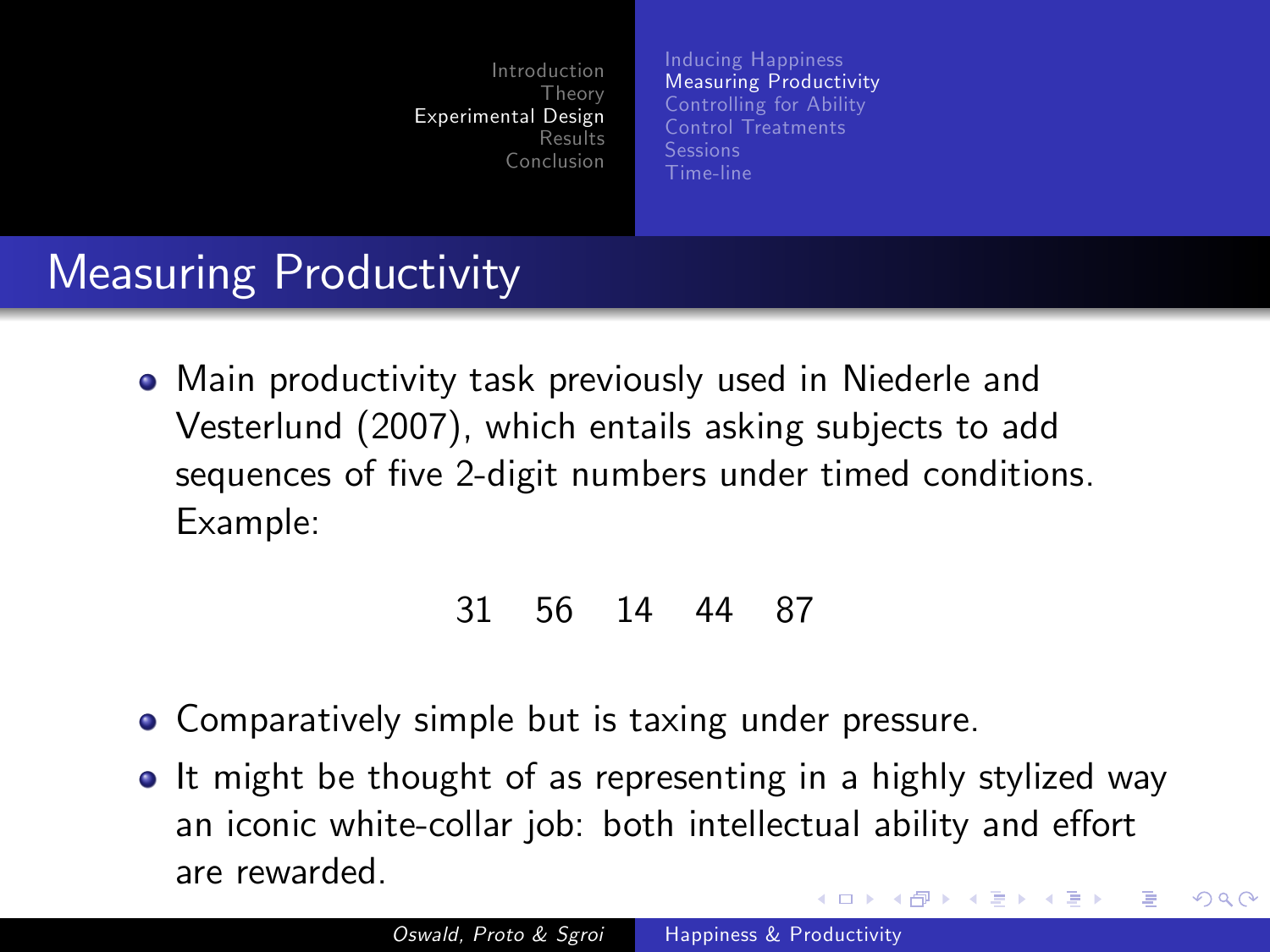# Measuring Productivity

- Main productivity task previously used in Niederle and Vesterlund (2007), which entails asking subjects to add sequences of five 2-digit numbers under timed conditions. Example:

  31 56 14 44 87

- Comparatively simple but is taxing under pressure.
- It might be thought of as representing in a highly stylized way an iconic white-collar job: both intellectual ability and effort are rewarded.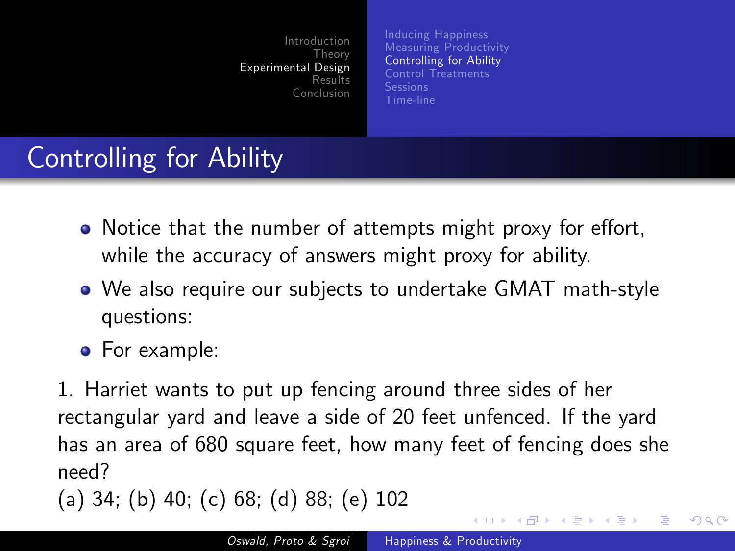## Controlling for Ability

- Notice that the number of attempts might proxy for effort, while the accuracy of answers might proxy for ability.
- We also require our subjects to undertake GMAT math-style questions:
- For example:

1. Harriet wants to put up fencing around three sides of her rectangular yard and leave a side of 20 feet unfenced. If the yard has an area of 680 square feet, how many feet of fencing does she need?
(a) 34; (b) 40; (c) 68; (d) 88; (e) 102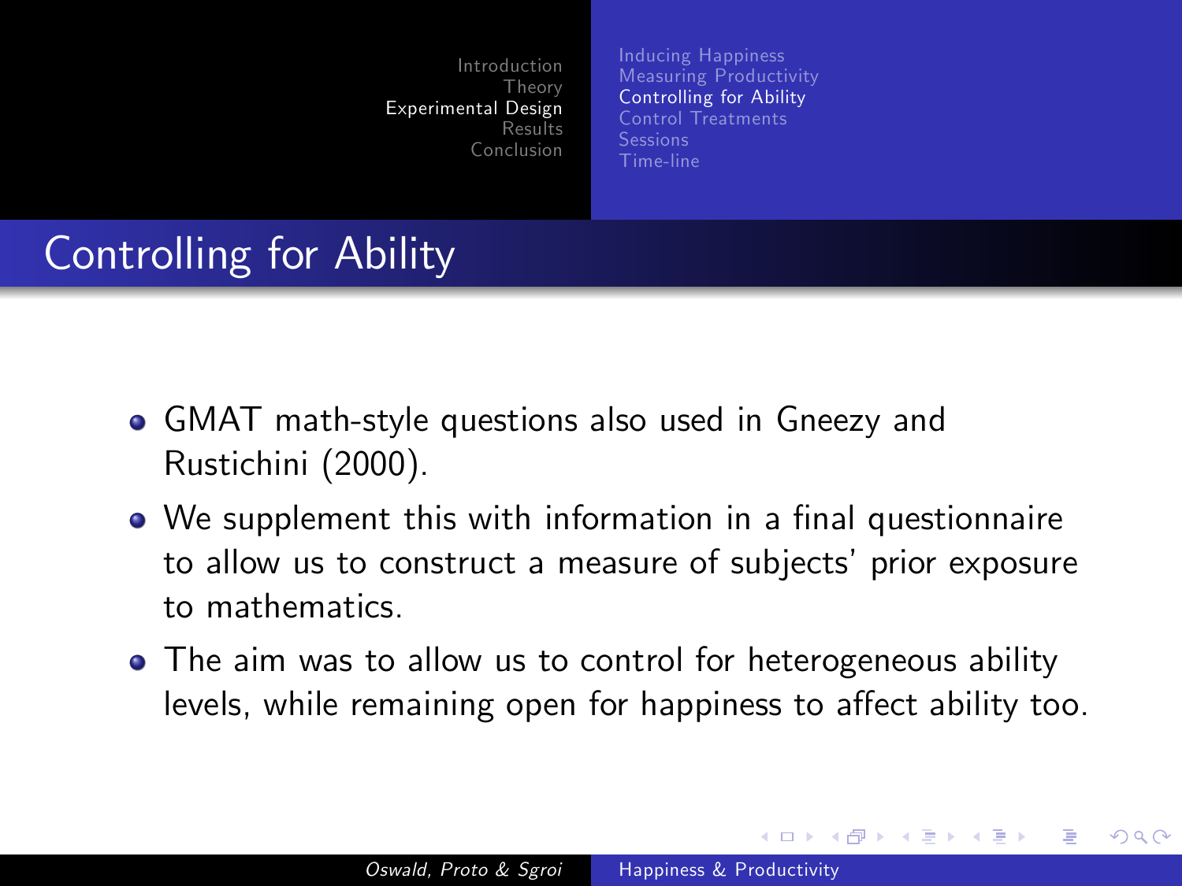## Controlling for Ability

- GMAT math-style questions also used in Gneezy and Rustichini (2000).
- We supplement this with information in a final questionnaire to allow us to construct a measure of subjects' prior exposure to mathematics.
- The aim was to allow us to control for heterogeneous ability levels, while remaining open for happiness to affect ability too.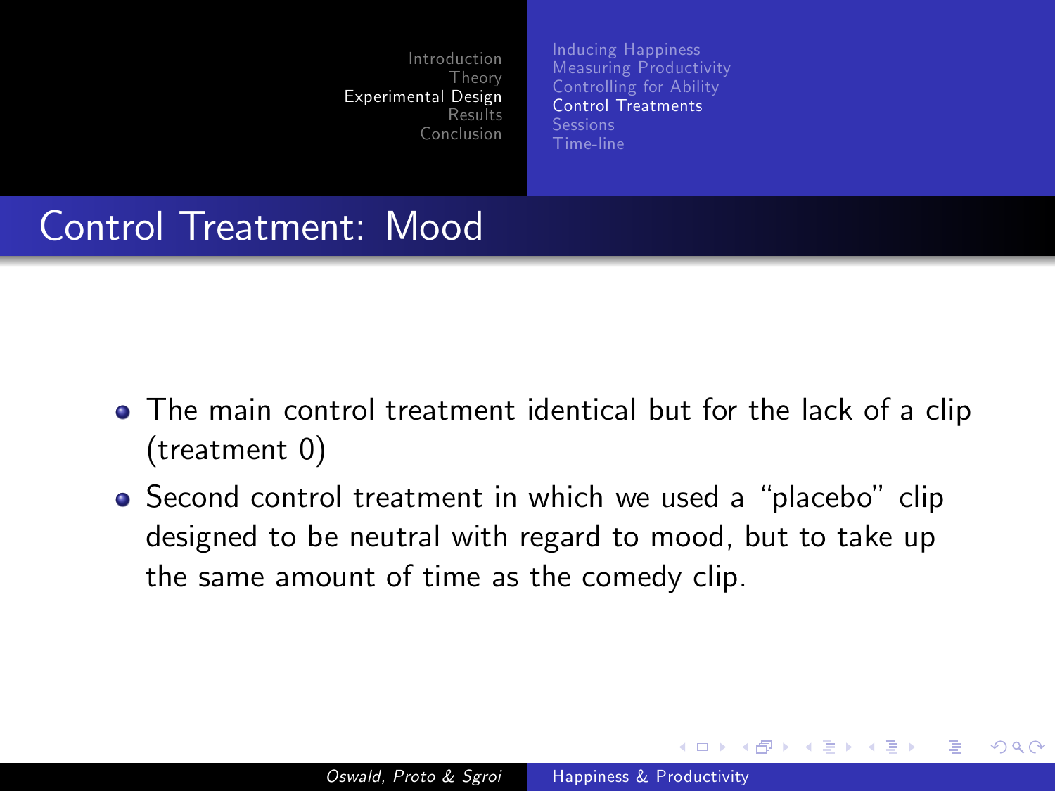# Control Treatment: Mood

- The main control treatment identical but for the lack of a clip (treatment 0)
- Second control treatment in which we used a "placebo" clip designed to be neutral with regard to mood, but to take up the same amount of time as the comedy clip.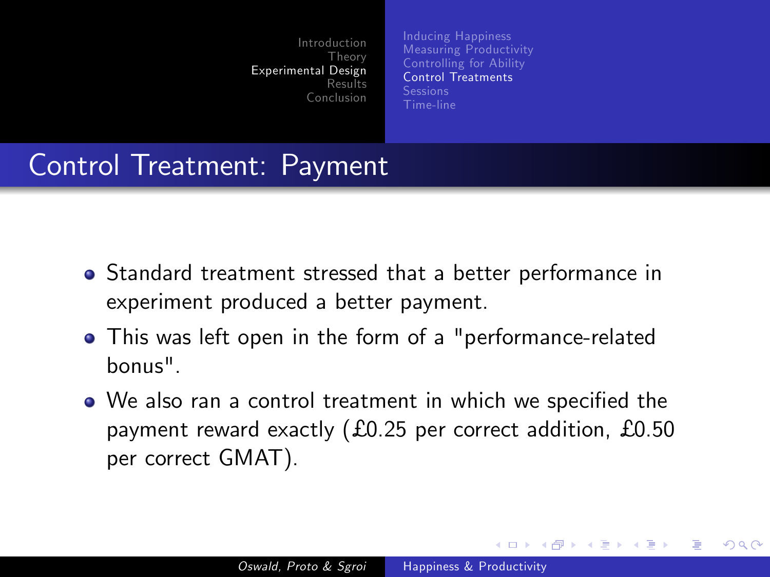## Control Treatment: Payment

- Standard treatment stressed that a better performance in experiment produced a better payment.
- This was left open in the form of a "performance-related bonus".
- We also ran a control treatment in which we specified the payment reward exactly (£0.25 per correct addition, £0.50 per correct GMAT).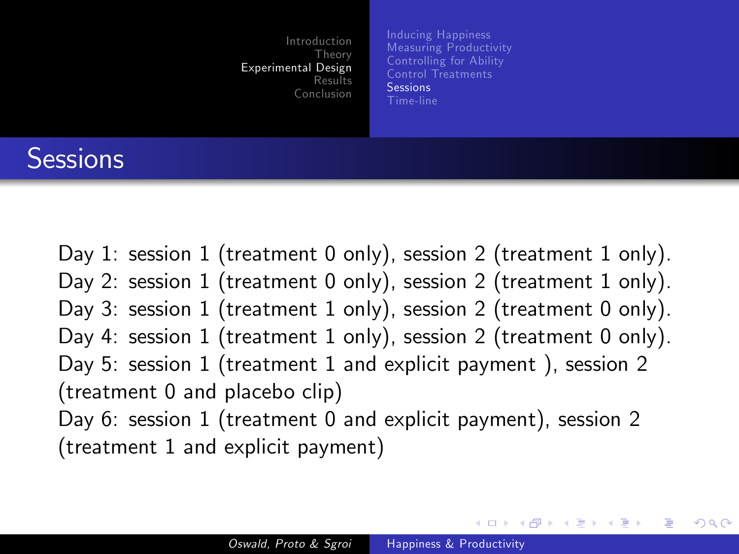# Sessions

Day 1: session 1 (treatment 0 only), session 2 (treatment 1 only).
Day 2: session 1 (treatment 0 only), session 2 (treatment 1 only).
Day 3: session 1 (treatment 1 only), session 2 (treatment 0 only).
Day 4: session 1 (treatment 1 only), session 2 (treatment 0 only).
Day 5: session 1 (treatment 1 and explicit payment ), session 2 (treatment 0 and placebo clip)
Day 6: session 1 (treatment 0 and explicit payment), session 2 (treatment 1 and explicit payment)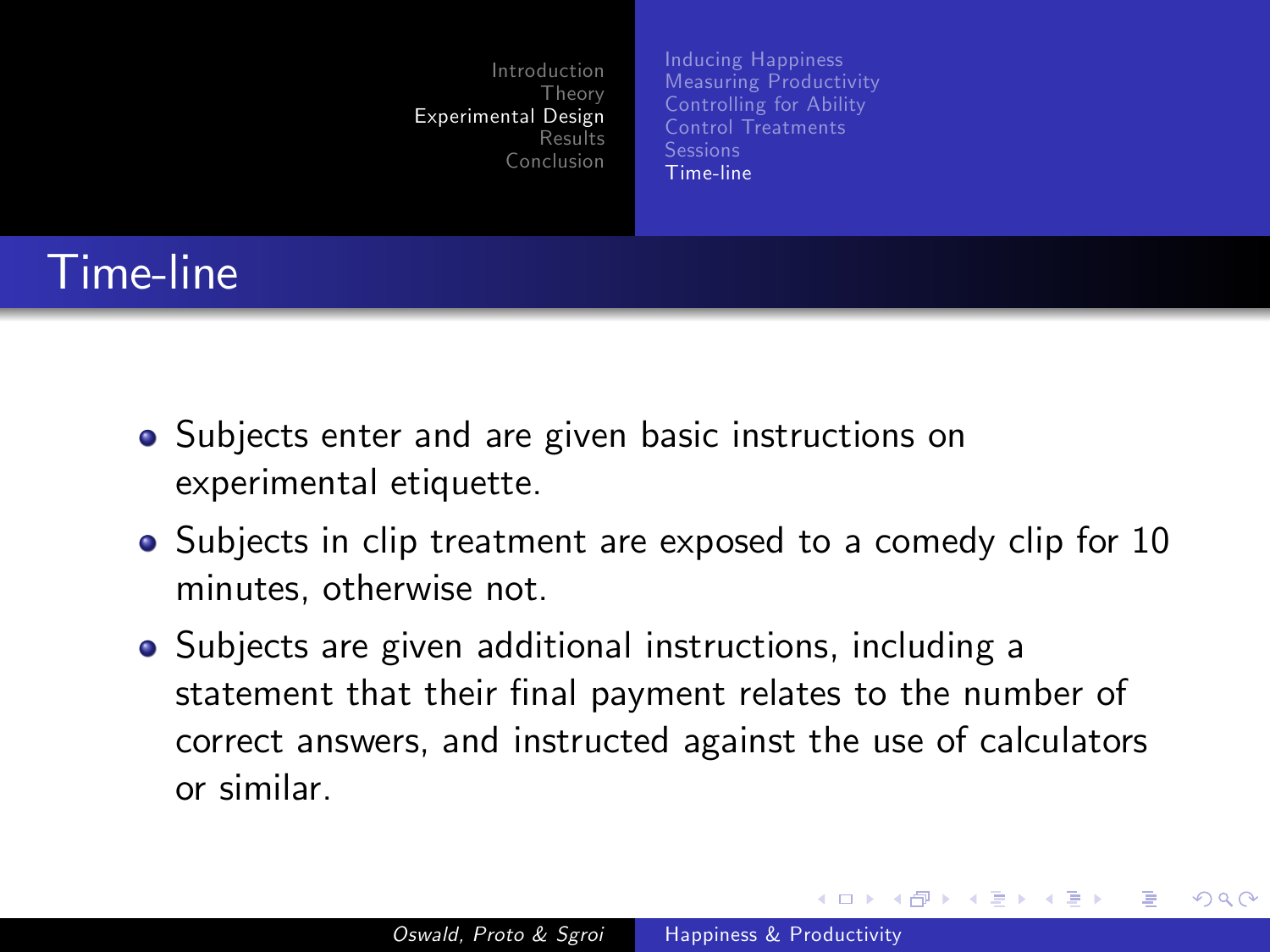## Time-line

- Subjects enter and are given basic instructions on experimental etiquette.
- Subjects in clip treatment are exposed to a comedy clip for 10 minutes, otherwise not.
- Subjects are given additional instructions, including a statement that their final payment relates to the number of correct answers, and instructed against the use of calculators or similar.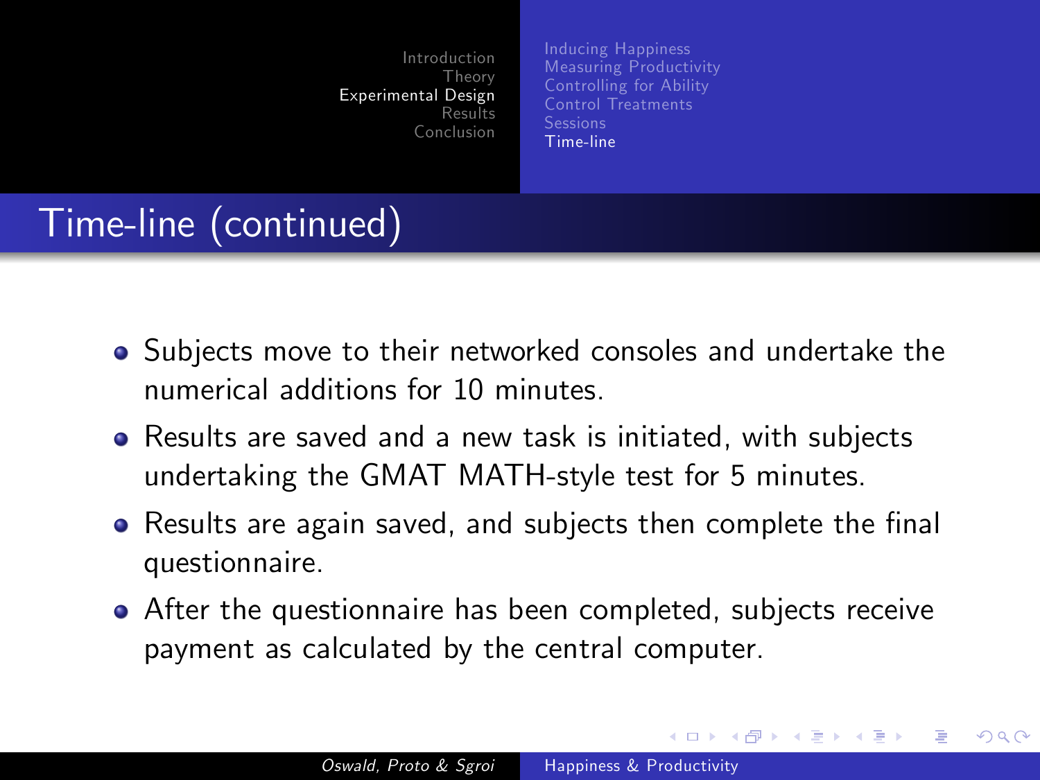## Time-line (continued)

- Subjects move to their networked consoles and undertake the numerical additions for 10 minutes.
- Results are saved and a new task is initiated, with subjects undertaking the GMAT MATH-style test for 5 minutes.
- Results are again saved, and subjects then complete the final questionnaire.
- After the questionnaire has been completed, subjects receive payment as calculated by the central computer.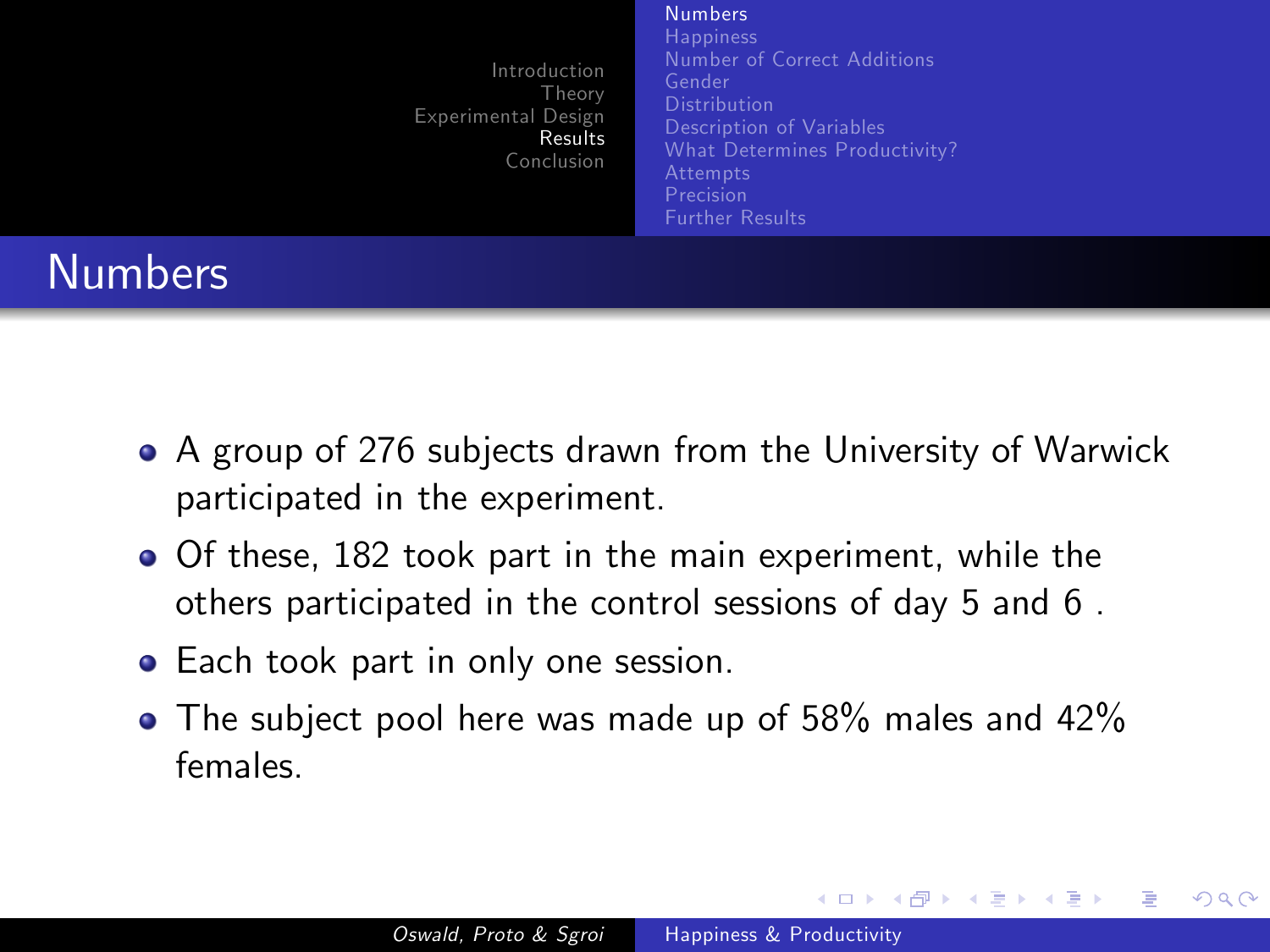# Numbers

- A group of 276 subjects drawn from the University of Warwick participated in the experiment.
- Of these, 182 took part in the main experiment, while the others participated in the control sessions of day 5 and 6 .
- Each took part in only one session.
- The subject pool here was made up of 58% males and 42% females.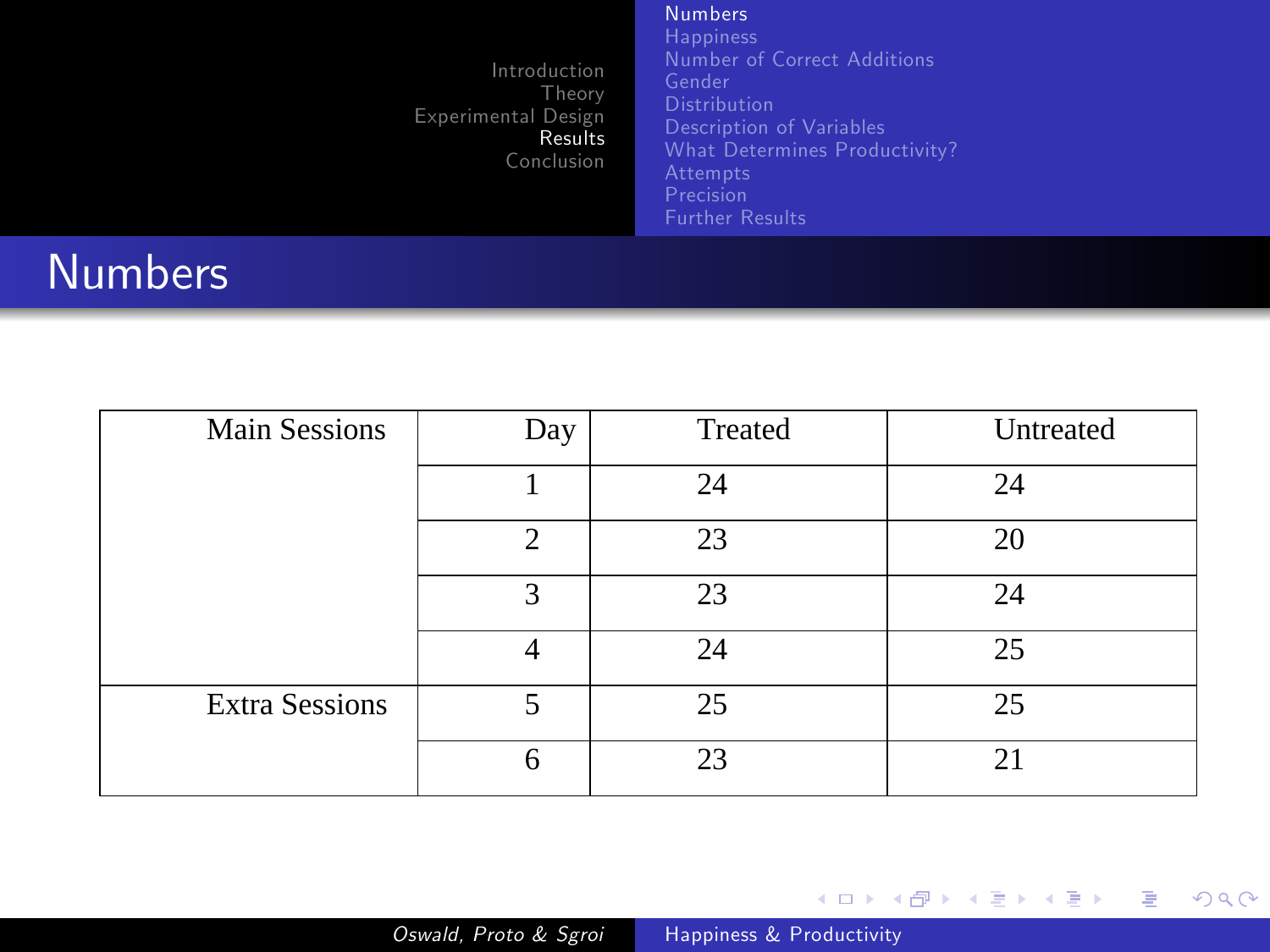## Numbers

| Main Sessions | Day | Treated | Untreated |
|---|---|---|---|
| | 1 | 24 | 24 |
| | 2 | 23 | 20 |
| | 3 | 23 | 24 |
| | 4 | 24 | 25 |
| Extra Sessions | 5 | 25 | 25 |
| | 6 | 23 | 21 |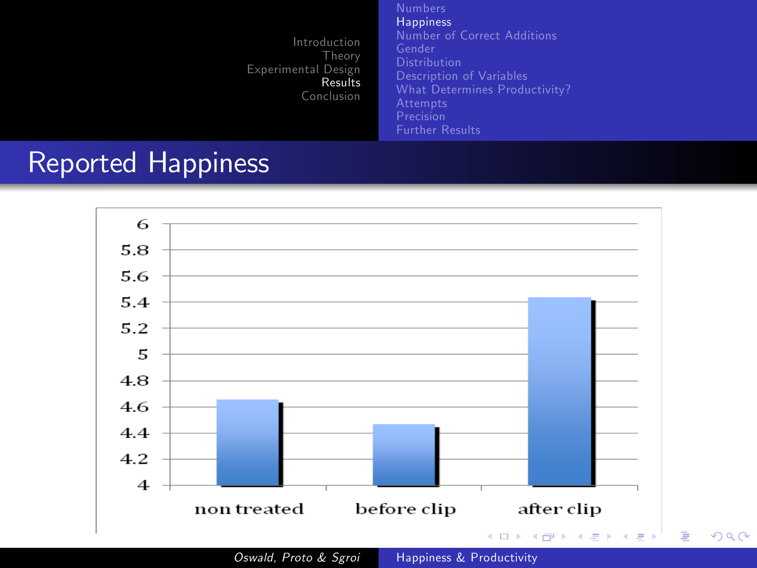# Reported Happiness

| | non treated | before clip | after clip |
|---|---|---|---|
| Reported happiness | 4.66 | 4.47 | 5.44 |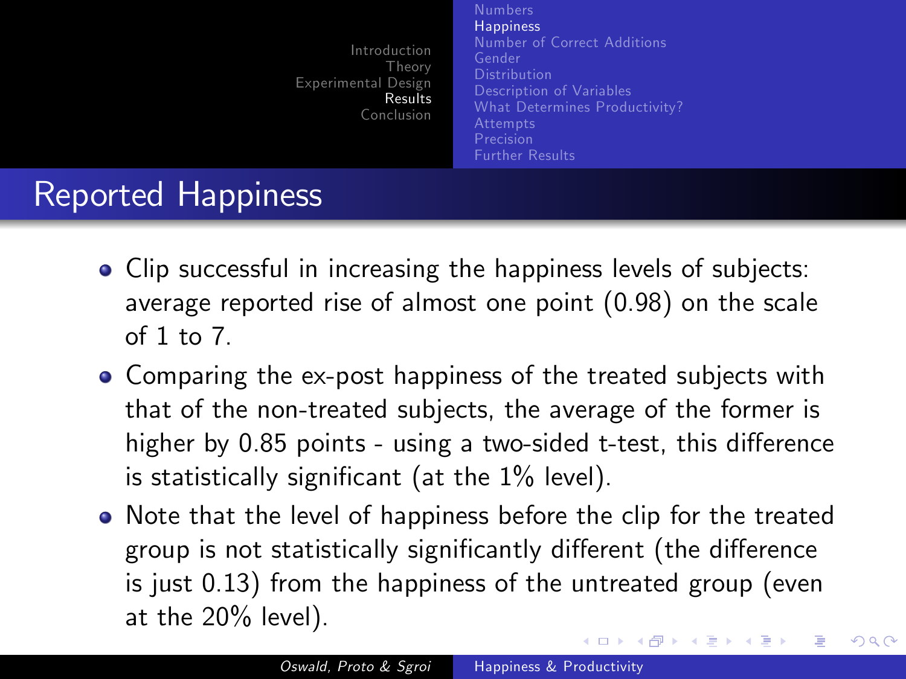## Reported Happiness

- Clip successful in increasing the happiness levels of subjects: average reported rise of almost one point (0.98) on the scale of 1 to 7.
- Comparing the ex-post happiness of the treated subjects with that of the non-treated subjects, the average of the former is higher by 0.85 points - using a two-sided t-test, this difference is statistically significant (at the 1% level).
- Note that the level of happiness before the clip for the treated group is not statistically significantly different (the difference is just 0.13) from the happiness of the untreated group (even at the 20% level).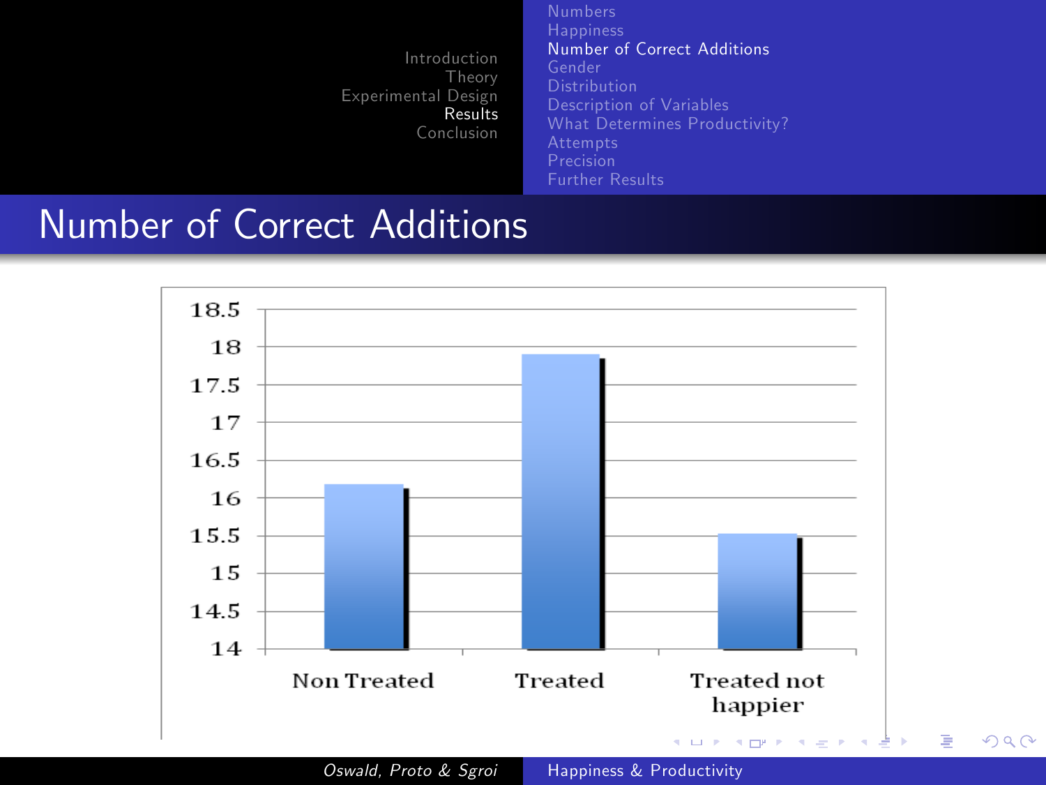## Number of Correct Additions

| | Number of Correct Additions |
|---|---|
| Non Treated | 16.2 |
| Treated | 17.9 |
| Treated not happier | 15.5 |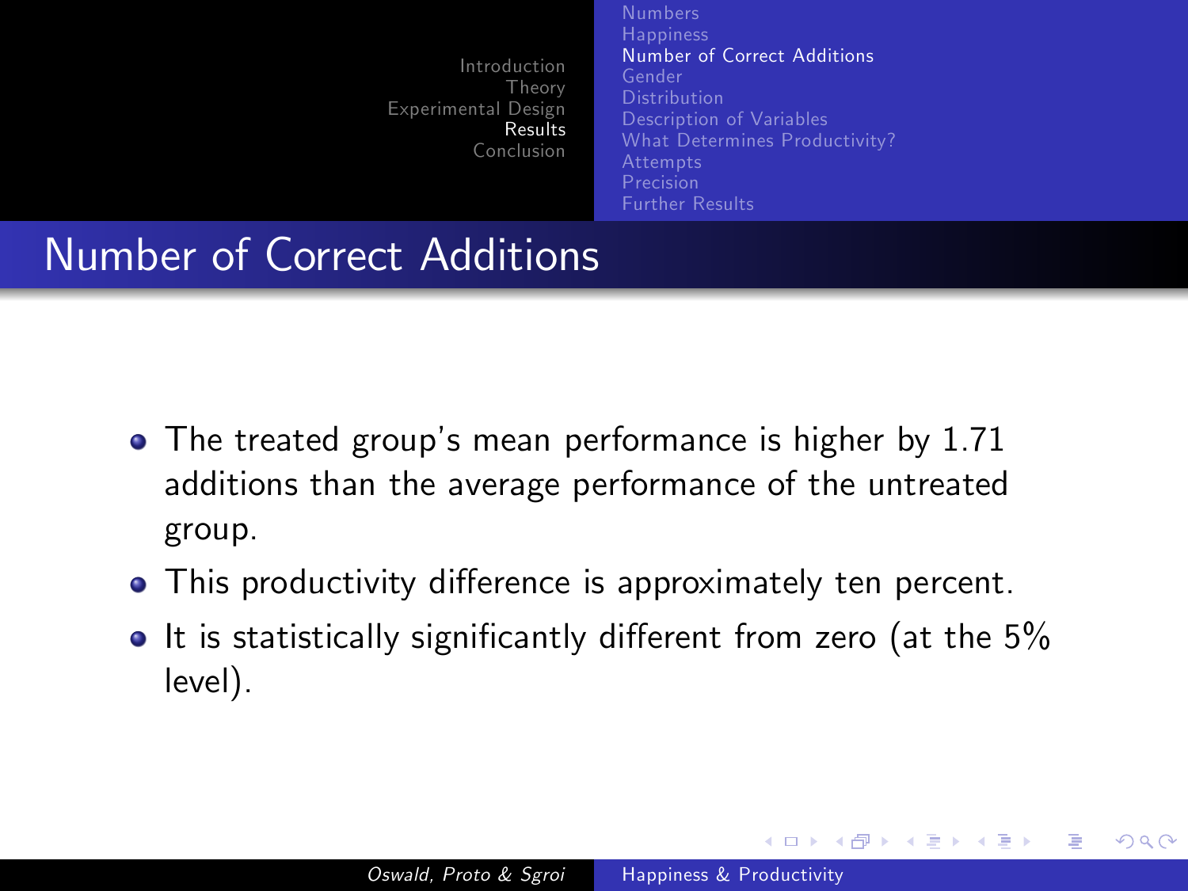## Number of Correct Additions

- The treated group's mean performance is higher by 1.71 additions than the average performance of the untreated group.
- This productivity difference is approximately ten percent.
- It is statistically significantly different from zero (at the 5% level).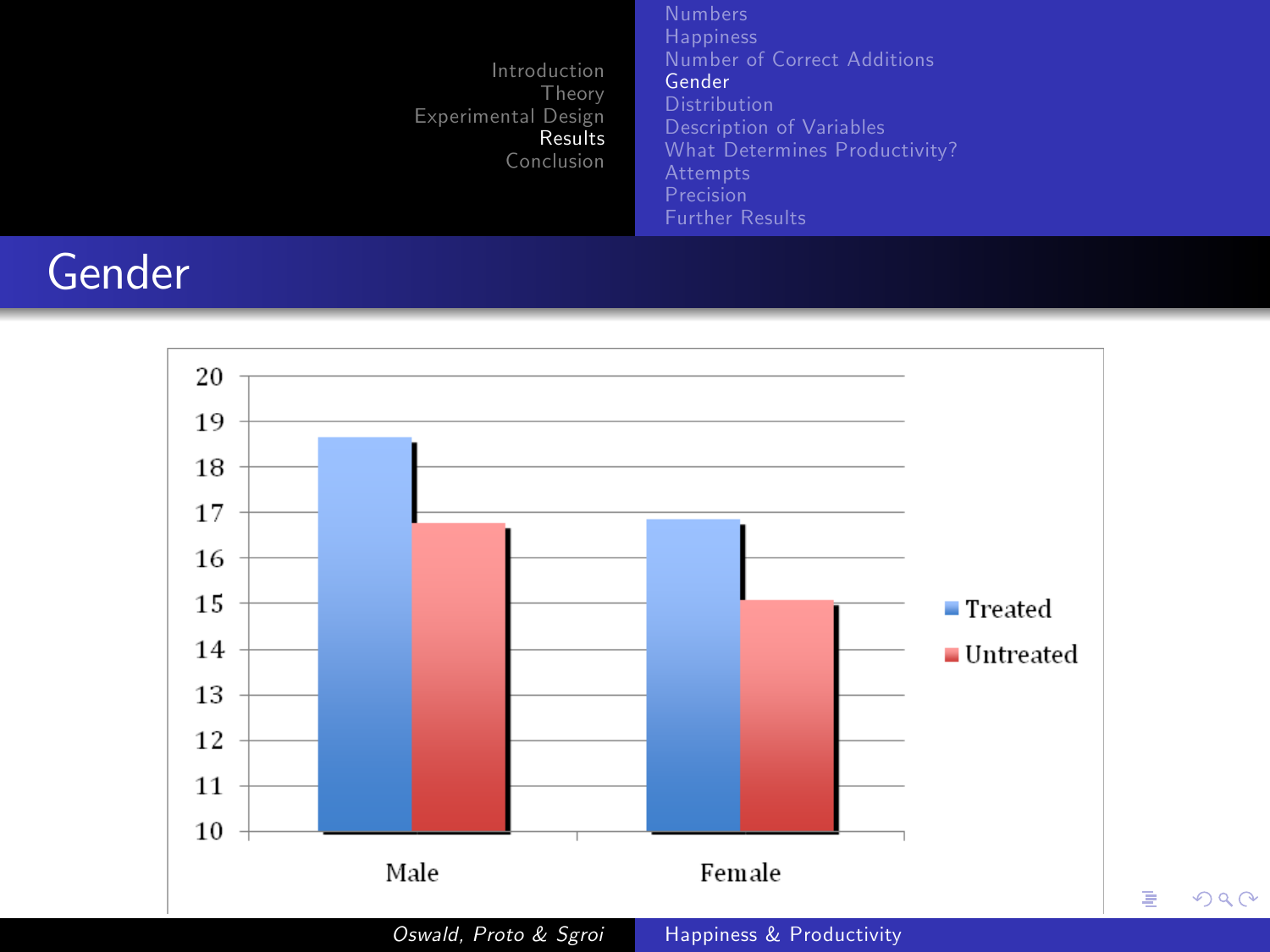# Gender

| | Treated | Untreated |
|---|---|---|
| Male | ~18.7 | ~16.8 |
| Female | ~16.8 | ~15.1 |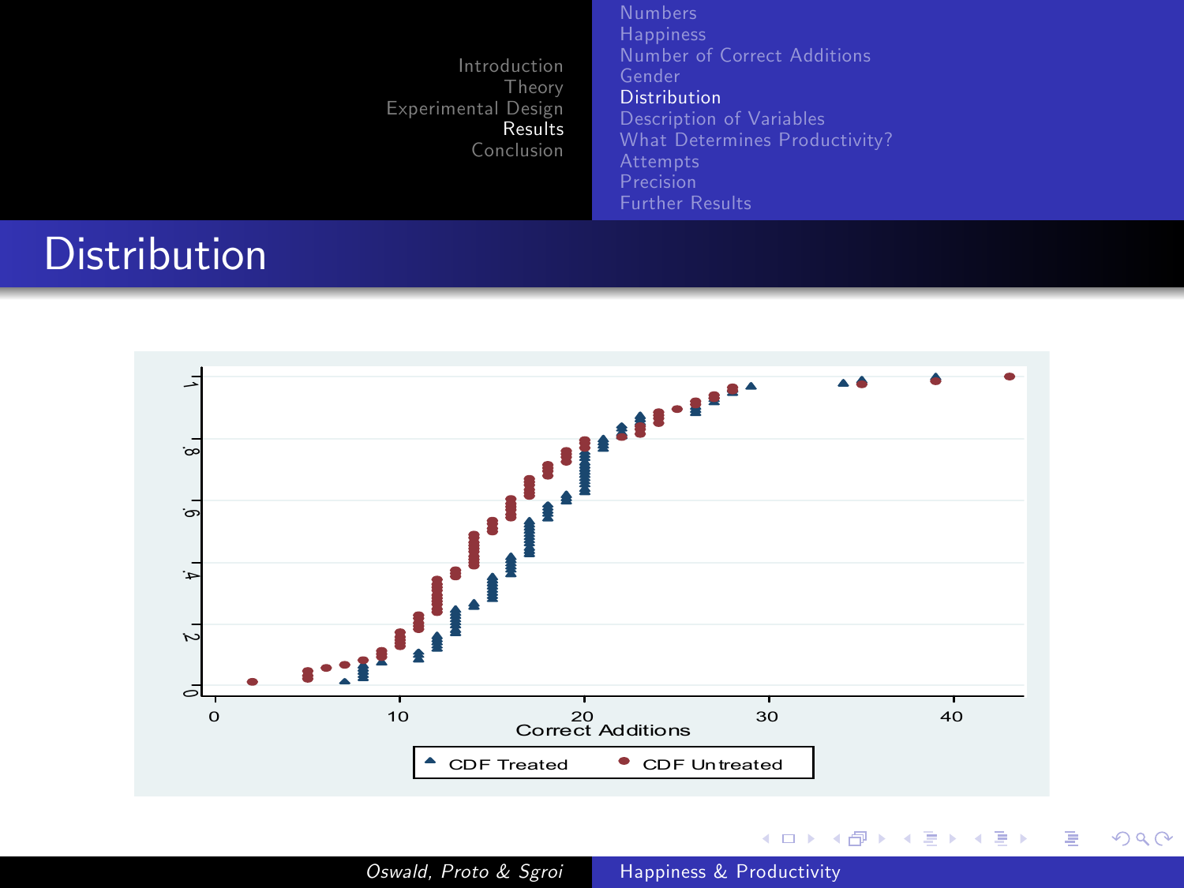# Distribution

Correct Additions

CDF Treated CDF Untreated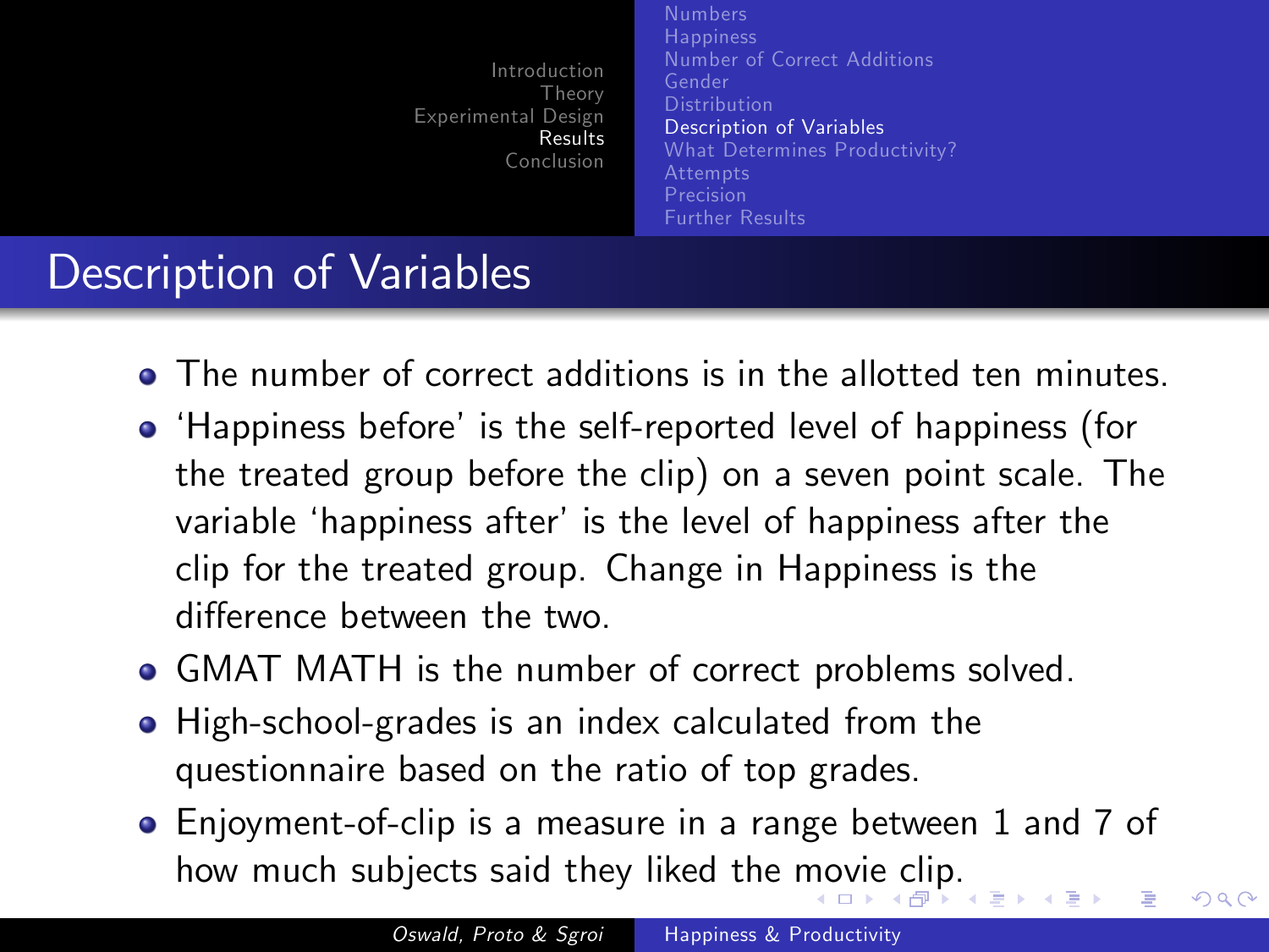## Description of Variables

- The number of correct additions is in the allotted ten minutes.
- ‘Happiness before’ is the self-reported level of happiness (for the treated group before the clip) on a seven point scale. The variable ‘happiness after’ is the level of happiness after the clip for the treated group. Change in Happiness is the difference between the two.
- GMAT MATH is the number of correct problems solved.
- High-school-grades is an index calculated from the questionnaire based on the ratio of top grades.
- Enjoyment-of-clip is a measure in a range between 1 and 7 of how much subjects said they liked the movie clip.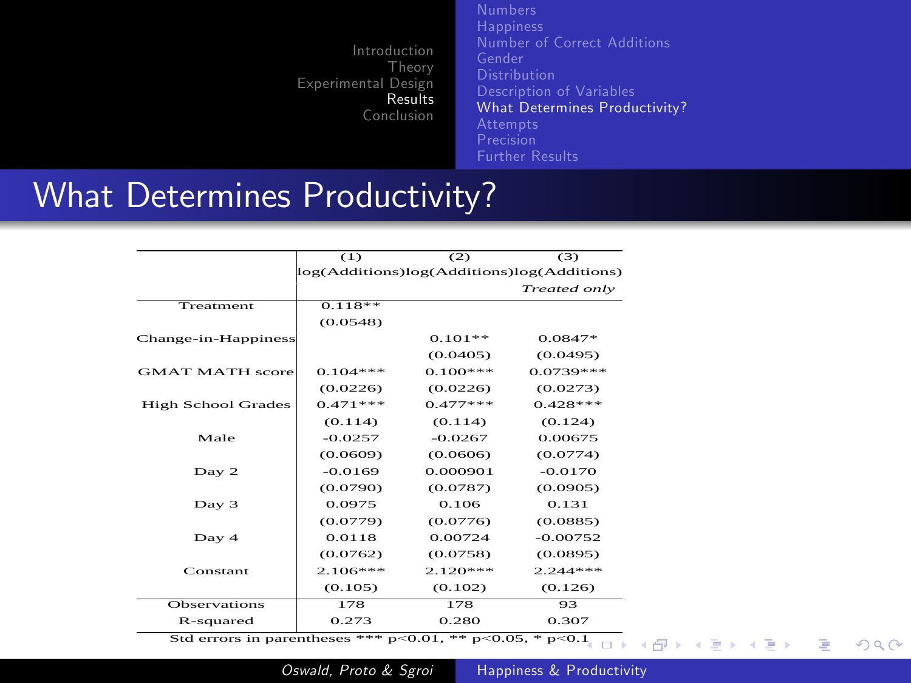# What Determines Productivity?

| | (1) | (2) | (3) |
|---|---|---|---|
| | log(Additions) | log(Additions) | log(Additions) |
| | | | *Treated only* |
| Treatment | 0.118** | | |
| | (0.0548) | | |
| Change-in-Happiness | | 0.101** | 0.0847* |
| | | (0.0405) | (0.0495) |
| GMAT MATH score | 0.104*** | 0.100*** | 0.0739*** |
| | (0.0226) | (0.0226) | (0.0273) |
| High School Grades | 0.471*** | 0.477*** | 0.428*** |
| | (0.114) | (0.114) | (0.124) |
| Male | -0.0257 | -0.0267 | 0.00675 |
| | (0.0609) | (0.0606) | (0.0774) |
| Day 2 | -0.0169 | 0.000901 | -0.0170 |
| | (0.0790) | (0.0787) | (0.0905) |
| Day 3 | 0.0975 | 0.106 | 0.131 |
| | (0.0779) | (0.0776) | (0.0885) |
| Day 4 | 0.0118 | 0.00724 | -0.00752 |
| | (0.0762) | (0.0758) | (0.0895) |
| Constant | 2.106*** | 2.120*** | 2.244*** |
| | (0.105) | (0.102) | (0.126) |
| Observations | 178 | 178 | 93 |
| R-squared | 0.273 | 0.280 | 0.307 |

Std errors in parentheses *** $p<0.01$, ** $p<0.05$, * $p<0.1$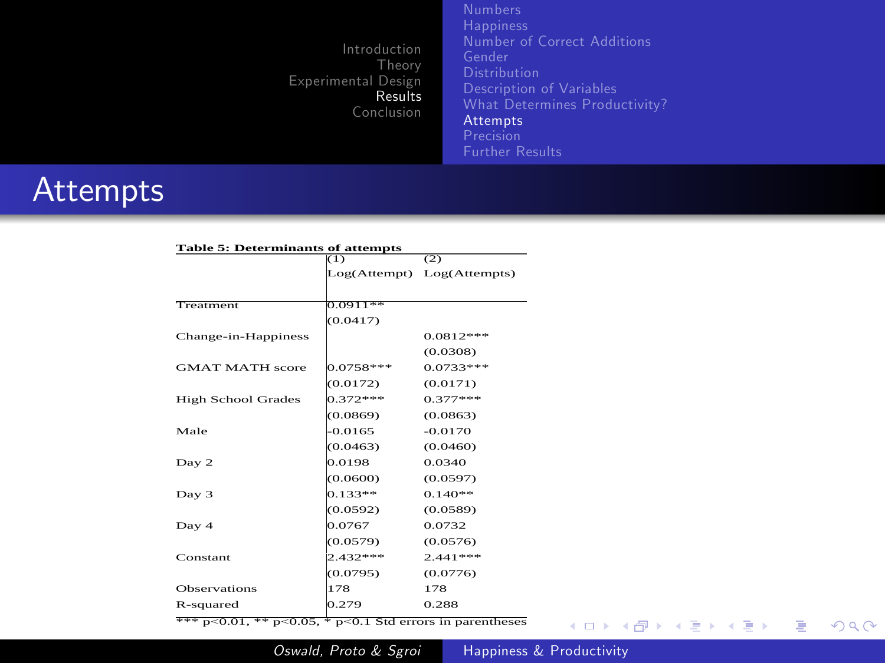# Attempts

**Table 5: Determinants of attempts**

| | (1) | (2) |
|---|---|---|
| | Log(Attempt) | Log(Attempts) |
| Treatment | 0.0911** | |
| | (0.0417) | |
| Change-in-Happiness | | 0.0812*** |
| | | (0.0308) |
| GMAT MATH score | 0.0758*** | 0.0733*** |
| | (0.0172) | (0.0171) |
| High School Grades | 0.372*** | 0.377*** |
| | (0.0869) | (0.0863) |
| Male | -0.0165 | -0.0170 |
| | (0.0463) | (0.0460) |
| Day 2 | 0.0198 | 0.0340 |
| | (0.0600) | (0.0597) |
| Day 3 | 0.133** | 0.140** |
| | (0.0592) | (0.0589) |
| Day 4 | 0.0767 | 0.0732 |
| | (0.0579) | (0.0576) |
| Constant | 2.432*** | 2.441*** |
| | (0.0795) | (0.0776) |
| Observations | 178 | 178 |
| R-squared | 0.279 | 0.288 |

*** p<0.01, ** p<0.05, * p<0.1 Std errors in parentheses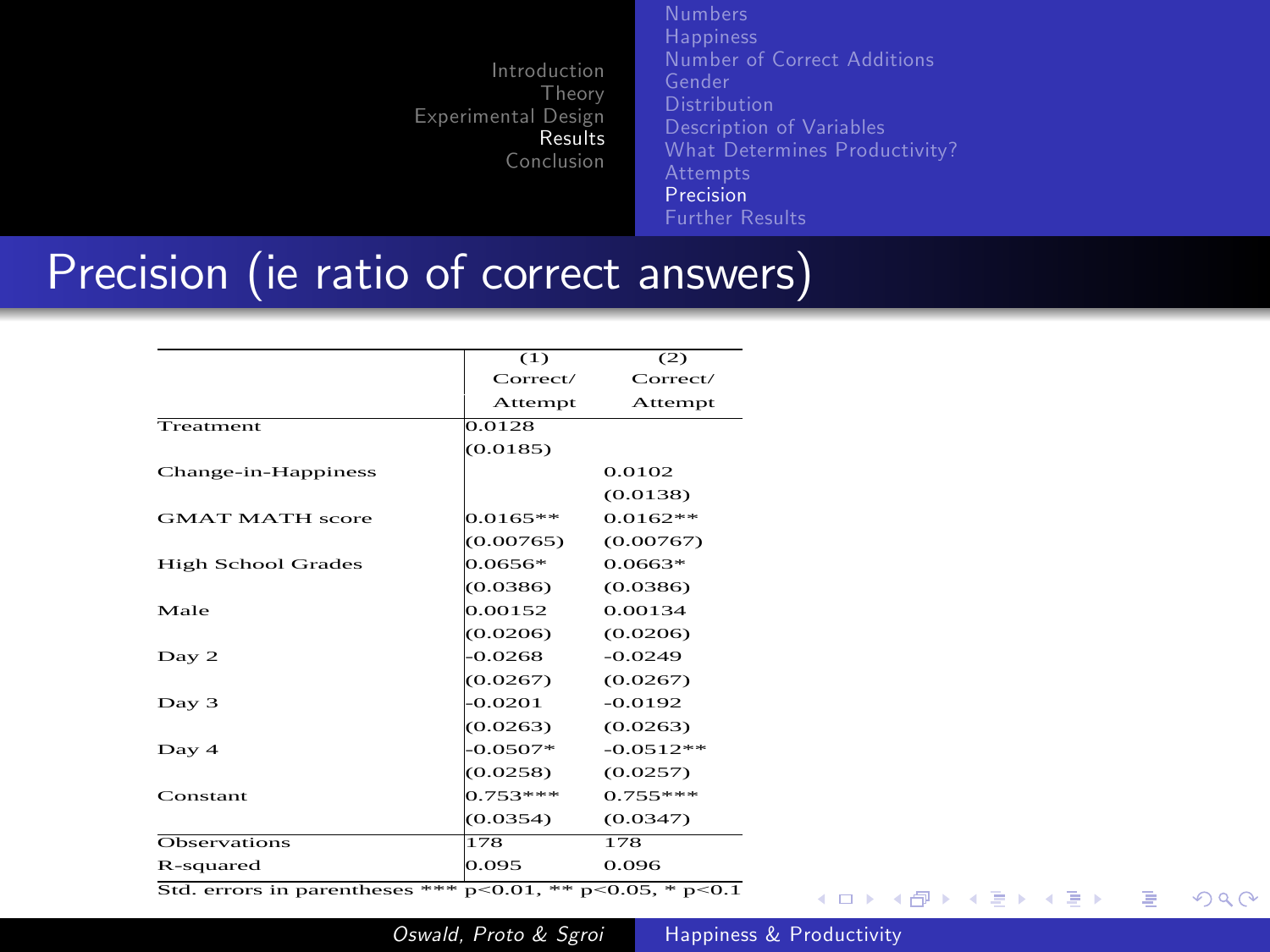# Precision (ie ratio of correct answers)

| | (1) Correct/ Attempt | (2) Correct/ Attempt |
|---|---|---|
| Treatment | 0.0128 | |
| | (0.0185) | |
| Change-in-Happiness | | 0.0102 |
| | | (0.0138) |
| GMAT MATH score | 0.0165** | 0.0162** |
| | (0.00765) | (0.00767) |
| High School Grades | 0.0656* | 0.0663* |
| | (0.0386) | (0.0386) |
| Male | 0.00152 | 0.00134 |
| | (0.0206) | (0.0206) |
| Day 2 | -0.0268 | -0.0249 |
| | (0.0267) | (0.0267) |
| Day 3 | -0.0201 | -0.0192 |
| | (0.0263) | (0.0263) |
| Day 4 | -0.0507* | -0.0512** |
| | (0.0258) | (0.0257) |
| Constant | 0.753*** | 0.755*** |
| | (0.0354) | (0.0347) |
| Observations | 178 | 178 |
| R-squared | 0.095 | 0.096 |

Std. errors in parentheses *** $p<0.01$, ** $p<0.05$, * $p<0.1$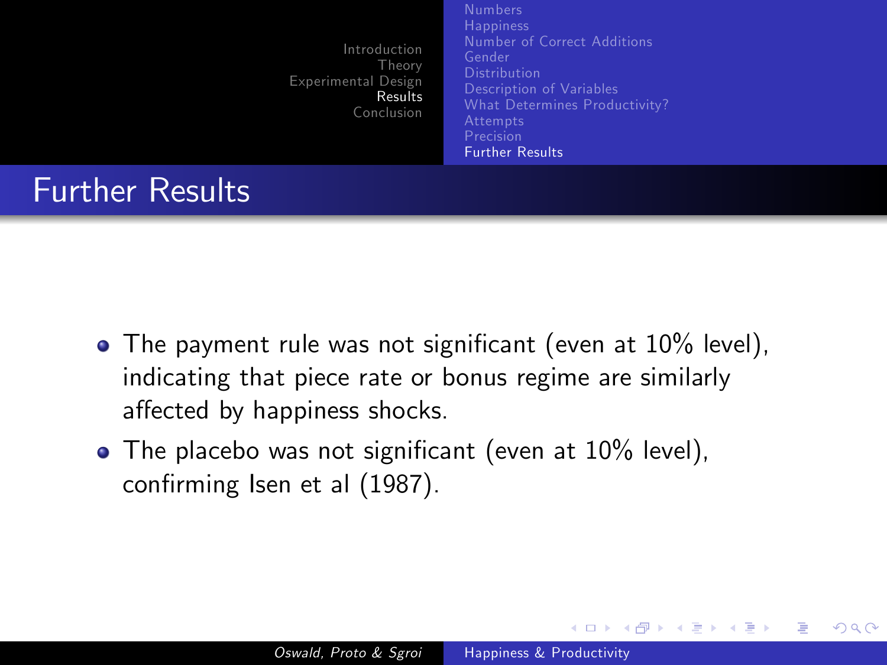# Further Results

- The payment rule was not significant (even at 10% level), indicating that piece rate or bonus regime are similarly affected by happiness shocks.
- The placebo was not significant (even at 10% level), confirming Isen et al (1987).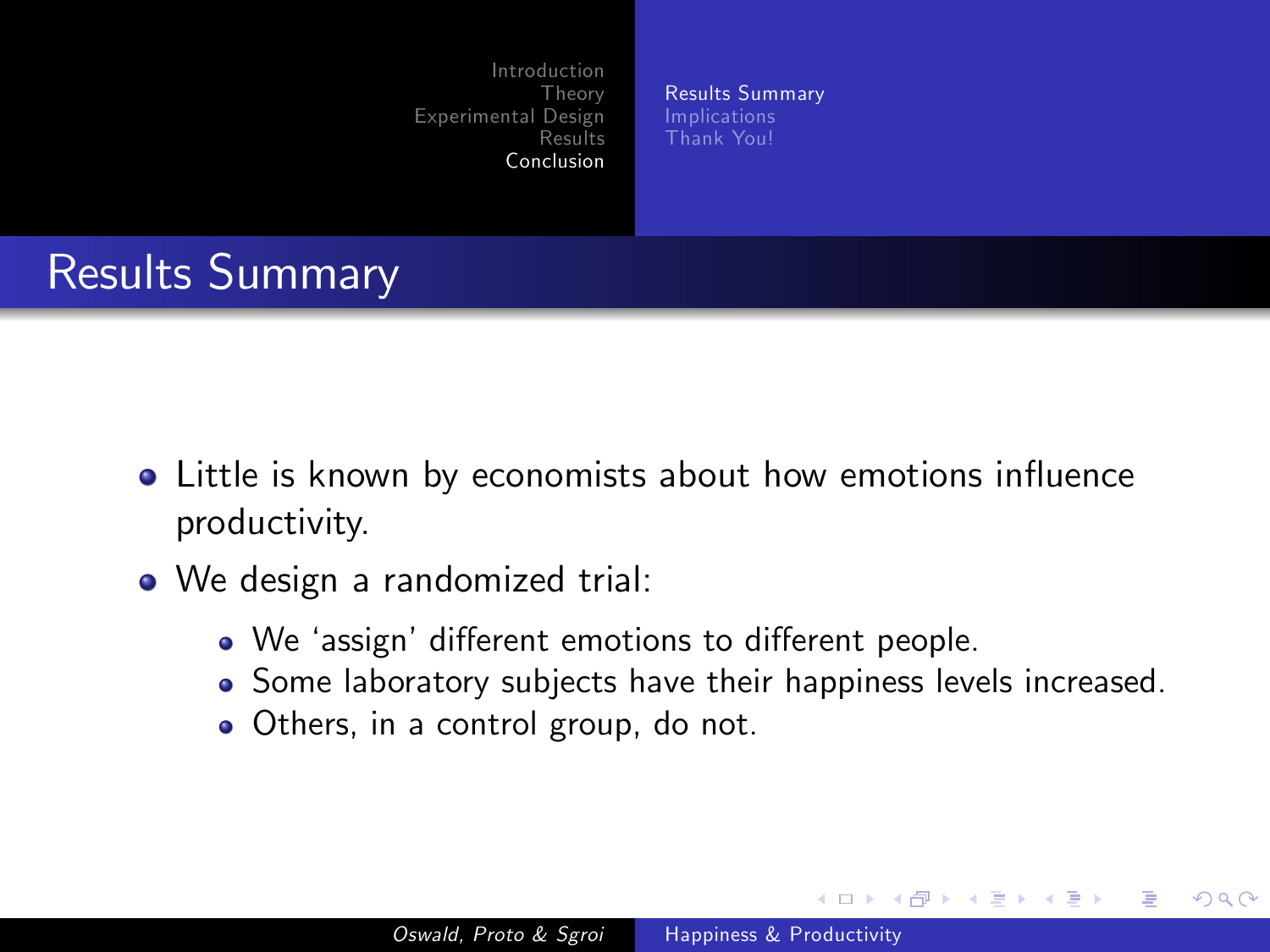## Results Summary

- Little is known by economists about how emotions influence productivity.
- We design a randomized trial:
  - We 'assign' different emotions to different people.
  - Some laboratory subjects have their happiness levels increased.
  - Others, in a control group, do not.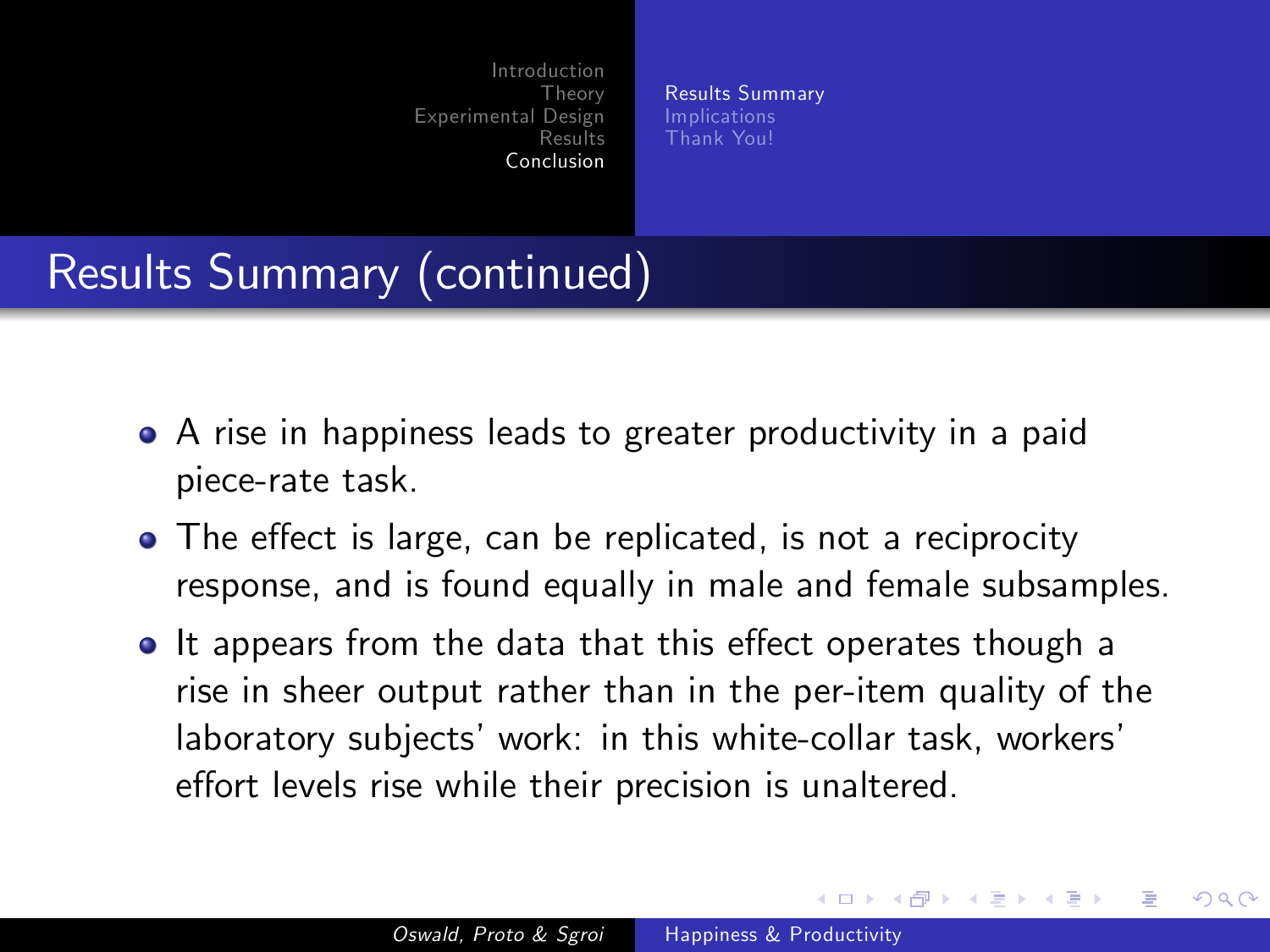# Results Summary (continued)

- A rise in happiness leads to greater productivity in a paid piece-rate task.
- The effect is large, can be replicated, is not a reciprocity response, and is found equally in male and female subsamples.
- It appears from the data that this effect operates though a rise in sheer output rather than in the per-item quality of the laboratory subjects' work: in this white-collar task, workers' effort levels rise while their precision is unaltered.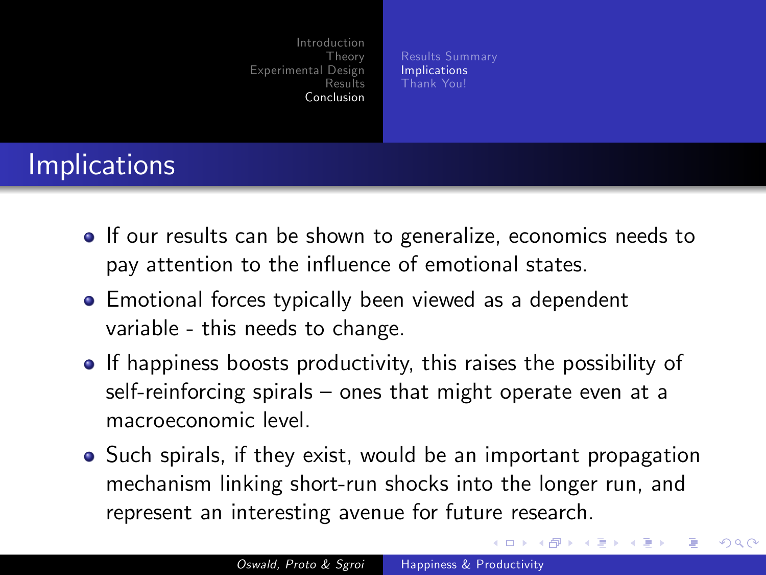# Implications

- If our results can be shown to generalize, economics needs to pay attention to the influence of emotional states.
- Emotional forces typically been viewed as a dependent variable - this needs to change.
- If happiness boosts productivity, this raises the possibility of self-reinforcing spirals – ones that might operate even at a macroeconomic level.
- Such spirals, if they exist, would be an important propagation mechanism linking short-run shocks into the longer run, and represent an interesting avenue for future research.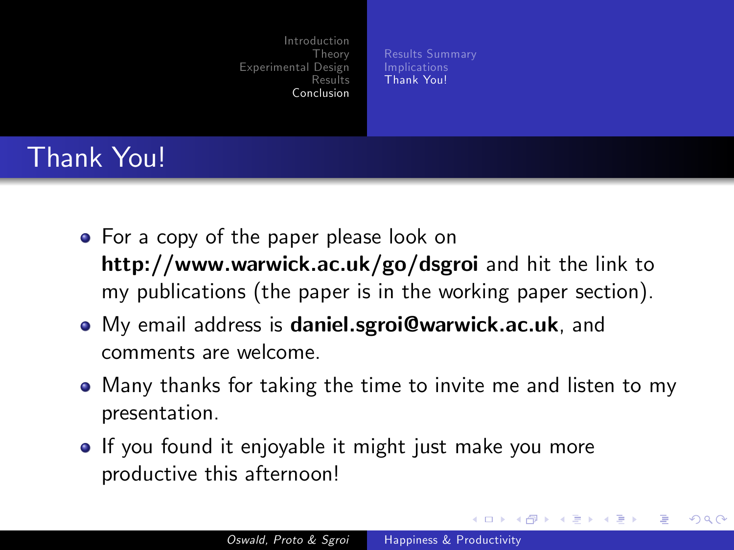# Thank You!

- For a copy of the paper please look on **http://www.warwick.ac.uk/go/dsgroi** and hit the link to my publications (the paper is in the working paper section).
- My email address is **daniel.sgroi@warwick.ac.uk**, and comments are welcome.
- Many thanks for taking the time to invite me and listen to my presentation.
- If you found it enjoyable it might just make you more productive this afternoon!